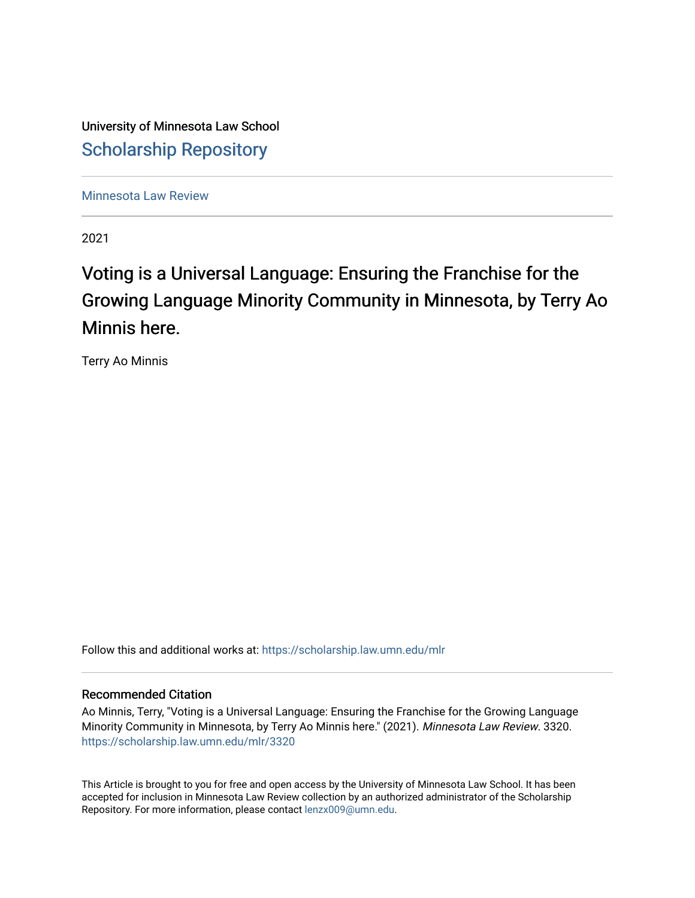University of Minnesota Law School

## Scholarship Repository

Minnesota Law Review

2021

# Voting is a Universal Language: Ensuring the Franchise for the Growing Language Minority Community in Minnesota, by Terry Ao Minnis here.

Terry Ao Minnis

Follow this and additional works at: https://scholarship.law.umn.edu/mlr

### Recommended Citation

Ao Minnis, Terry, "Voting is a Universal Language: Ensuring the Franchise for the Growing Language Minority Community in Minnesota, by Terry Ao Minnis here." (2021). *Minnesota Law Review*. 3320.
https://scholarship.law.umn.edu/mlr/3320

This Article is brought to you for free and open access by the University of Minnesota Law School. It has been accepted for inclusion in Minnesota Law Review collection by an authorized administrator of the Scholarship Repository. For more information, please contact lenzx009@umn.edu.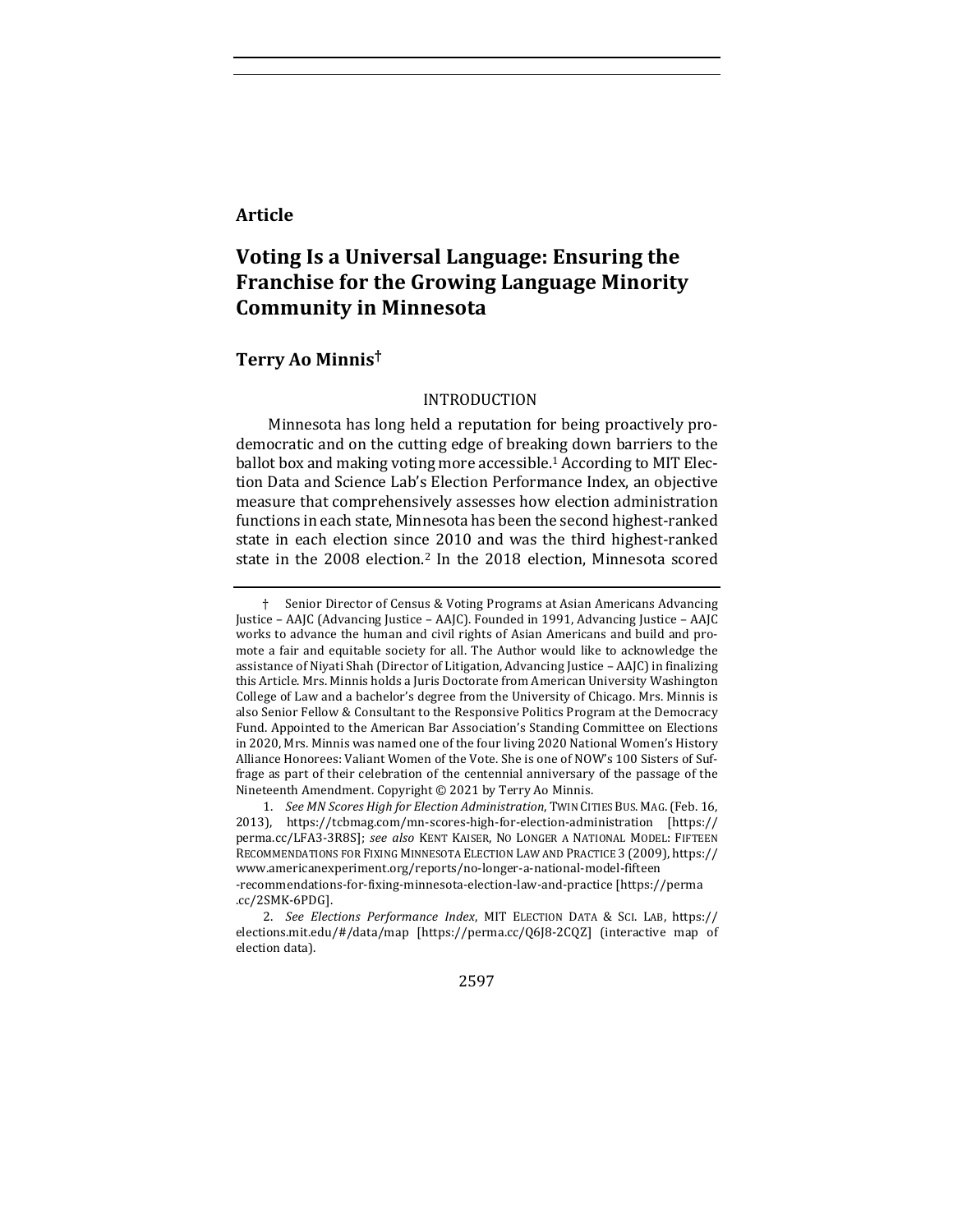**Article**

# Voting Is a Universal Language: Ensuring the Franchise for the Growing Language Minority Community in Minnesota

## Terry Ao Minnis†

### INTRODUCTION

Minnesota has long held a reputation for being proactively pro-democratic and on the cutting edge of breaking down barriers to the ballot box and making voting more accessible.[1] According to MIT Election Data and Science Lab's Election Performance Index, an objective measure that comprehensively assesses how election administration functions in each state, Minnesota has been the second highest-ranked state in each election since 2010 and was the third highest-ranked state in the 2008 election.[2] In the 2018 election, Minnesota scored

---

† Senior Director of Census & Voting Programs at Asian Americans Advancing Justice – AAJC (Advancing Justice – AAJC). Founded in 1991, Advancing Justice – AAJC works to advance the human and civil rights of Asian Americans and build and promote a fair and equitable society for all. The Author would like to acknowledge the assistance of Niyati Shah (Director of Litigation, Advancing Justice – AAJC) in finalizing this Article. Mrs. Minnis holds a Juris Doctorate from American University Washington College of Law and a bachelor's degree from the University of Chicago. Mrs. Minnis is also Senior Fellow & Consultant to the Responsive Politics Program at the Democracy Fund. Appointed to the American Bar Association's Standing Committee on Elections in 2020, Mrs. Minnis was named one of the four living 2020 National Women's History Alliance Honorees: Valiant Women of the Vote. She is one of NOW's 100 Sisters of Suffrage as part of their celebration of the centennial anniversary of the passage of the Nineteenth Amendment. Copyright © 2021 by Terry Ao Minnis.

1. *See MN Scores High for Election Administration*, TWIN CITIES BUS. MAG. (Feb. 16, 2013), https://tcbmag.com/mn-scores-high-for-election-administration [https://perma.cc/LFA3-3R8S]; *see also* KENT KAISER, NO LONGER A NATIONAL MODEL: FIFTEEN RECOMMENDATIONS FOR FIXING MINNESOTA ELECTION LAW AND PRACTICE 3 (2009), https://www.americanexperiment.org/reports/no-longer-a-national-model-fifteen-recommendations-for-fixing-minnesota-election-law-and-practice [https://perma.cc/2SMK-6PDG].

2. *See Elections Performance Index*, MIT ELECTION DATA & SCI. LAB, https://elections.mit.edu/#/data/map [https://perma.cc/Q6J8-2CQZ] (interactive map of election data).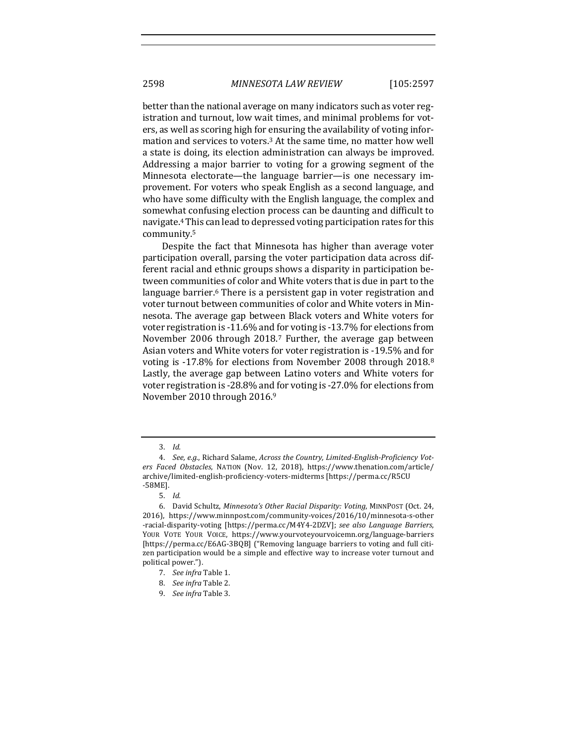better than the national average on many indicators such as voter registration and turnout, low wait times, and minimal problems for voters, as well as scoring high for ensuring the availability of voting information and services to voters.[3] At the same time, no matter how well a state is doing, its election administration can always be improved. Addressing a major barrier to voting for a growing segment of the Minnesota electorate—the language barrier—is one necessary improvement. For voters who speak English as a second language, and who have some difficulty with the English language, the complex and somewhat confusing election process can be daunting and difficult to navigate.[4] This can lead to depressed voting participation rates for this community.[5]

Despite the fact that Minnesota has higher than average voter participation overall, parsing the voter participation data across different racial and ethnic groups shows a disparity in participation between communities of color and White voters that is due in part to the language barrier.[6] There is a persistent gap in voter registration and voter turnout between communities of color and White voters in Minnesota. The average gap between Black voters and White voters for voter registration is -11.6% and for voting is -13.7% for elections from November 2006 through 2018.[7] Further, the average gap between Asian voters and White voters for voter registration is -19.5% and for voting is -17.8% for elections from November 2008 through 2018.[8] Lastly, the average gap between Latino voters and White voters for voter registration is -28.8% and for voting is -27.0% for elections from November 2010 through 2016.[9]

---

3. *Id.*

4. *See, e.g.*, Richard Salame, *Across the Country, Limited-English-Proficiency Voters Faced Obstacles*, NATION (Nov. 12, 2018), https://www.thenation.com/article/archive/limited-english-proficiency-voters-midterms [https://perma.cc/R5CU-58ME].

5. *Id.*

6. David Schultz, *Minnesota's Other Racial Disparity: Voting*, MINNPOST (Oct. 24, 2016), https://www.minnpost.com/community-voices/2016/10/minnesota-s-other-racial-disparity-voting [https://perma.cc/M4Y4-2DZV]; *see also Language Barriers*, YOUR VOTE YOUR VOICE, https://www.yourvoteyourvoicemn.org/language-barriers [https://perma.cc/E6AG-3BQB] ("Removing language barriers to voting and full citizen participation would be a simple and effective way to increase voter turnout and political power.").

7. *See infra* Table 1.

8. *See infra* Table 2.

9. *See infra* Table 3.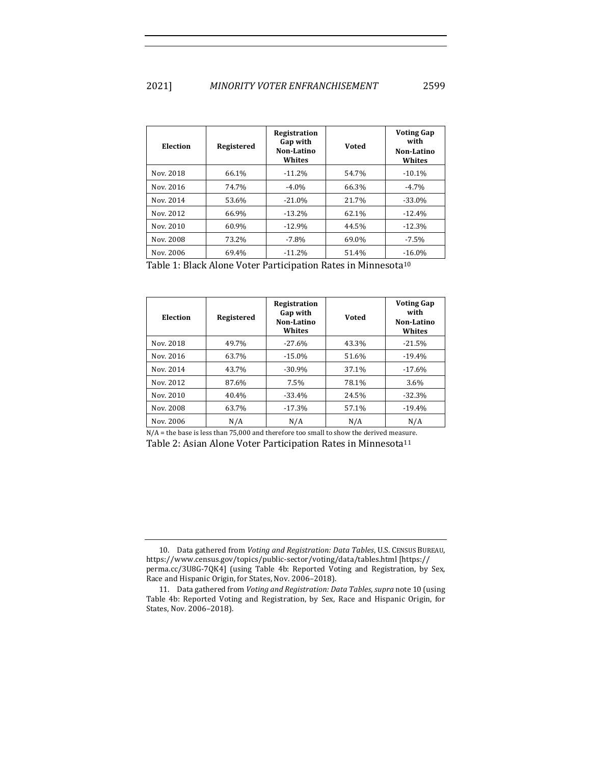| Election | Registered | Registration Gap with Non-Latino Whites | Voted | Voting Gap with Non-Latino Whites |
|---|---|---|---|---|
| Nov. 2018 | 66.1% | -11.2% | 54.7% | -10.1% |
| Nov. 2016 | 74.7% | -4.0% | 66.3% | -4.7% |
| Nov. 2014 | 53.6% | -21.0% | 21.7% | -33.0% |
| Nov. 2012 | 66.9% | -13.2% | 62.1% | -12.4% |
| Nov. 2010 | 60.9% | -12.9% | 44.5% | -12.3% |
| Nov. 2008 | 73.2% | -7.8% | 69.0% | -7.5% |
| Nov. 2006 | 69.4% | -11.2% | 51.4% | -16.0% |

Table 1: Black Alone Voter Participation Rates in Minnesota[10]

| Election | Registered | Registration Gap with Non-Latino Whites | Voted | Voting Gap with Non-Latino Whites |
|---|---|---|---|---|
| Nov. 2018 | 49.7% | -27.6% | 43.3% | -21.5% |
| Nov. 2016 | 63.7% | -15.0% | 51.6% | -19.4% |
| Nov. 2014 | 43.7% | -30.9% | 37.1% | -17.6% |
| Nov. 2012 | 87.6% | 7.5% | 78.1% | 3.6% |
| Nov. 2010 | 40.4% | -33.4% | 24.5% | -32.3% |
| Nov. 2008 | 63.7% | -17.3% | 57.1% | -19.4% |
| Nov. 2006 | N/A | N/A | N/A | N/A |

N/A = the base is less than 75,000 and therefore too small to show the derived measure.

Table 2: Asian Alone Voter Participation Rates in Minnesota[11]

---

10. Data gathered from *Voting and Registration: Data Tables*, U.S. CENSUS BUREAU, https://www.census.gov/topics/public-sector/voting/data/tables.html [https://perma.cc/3U8G-7QK4] (using Table 4b: Reported Voting and Registration, by Sex, Race and Hispanic Origin, for States, Nov. 2006–2018).

11. Data gathered from *Voting and Registration: Data Tables*, *supra* note 10 (using Table 4b: Reported Voting and Registration, by Sex, Race and Hispanic Origin, for States, Nov. 2006–2018).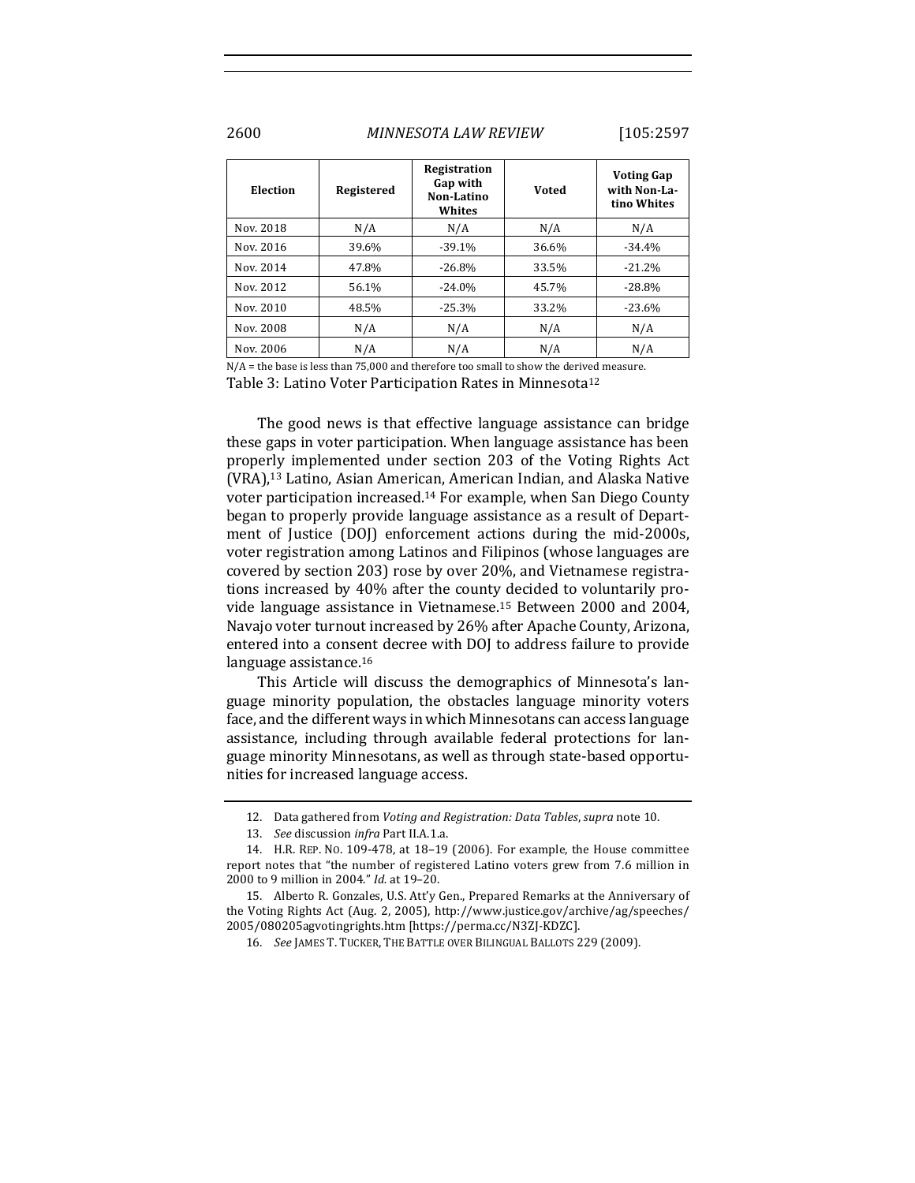| Election | Registered | Registration Gap with Non-Latino Whites | Voted | Voting Gap with Non-Latino Whites |
|---|---|---|---|---|
| Nov. 2018 | N/A | N/A | N/A | N/A |
| Nov. 2016 | 39.6% | -39.1% | 36.6% | -34.4% |
| Nov. 2014 | 47.8% | -26.8% | 33.5% | -21.2% |
| Nov. 2012 | 56.1% | -24.0% | 45.7% | -28.8% |
| Nov. 2010 | 48.5% | -25.3% | 33.2% | -23.6% |
| Nov. 2008 | N/A | N/A | N/A | N/A |
| Nov. 2006 | N/A | N/A | N/A | N/A |

N/A = the base is less than 75,000 and therefore too small to show the derived measure.

Table 3: Latino Voter Participation Rates in Minnesota[12]

The good news is that effective language assistance can bridge these gaps in voter participation. When language assistance has been properly implemented under section 203 of the Voting Rights Act (VRA),[13] Latino, Asian American, American Indian, and Alaska Native voter participation increased.[14] For example, when San Diego County began to properly provide language assistance as a result of Department of Justice (DOJ) enforcement actions during the mid-2000s, voter registration among Latinos and Filipinos (whose languages are covered by section 203) rose by over 20%, and Vietnamese registrations increased by 40% after the county decided to voluntarily provide language assistance in Vietnamese.[15] Between 2000 and 2004, Navajo voter turnout increased by 26% after Apache County, Arizona, entered into a consent decree with DOJ to address failure to provide language assistance.[16]

This Article will discuss the demographics of Minnesota's language minority population, the obstacles language minority voters face, and the different ways in which Minnesotans can access language assistance, including through available federal protections for language minority Minnesotans, as well as through state-based opportunities for increased language access.

---

12. Data gathered from *Voting and Registration: Data Tables*, *supra* note 10.

13. *See* discussion *infra* Part II.A.1.a.

14. H.R. REP. NO. 109-478, at 18–19 (2006). For example, the House committee report notes that "the number of registered Latino voters grew from 7.6 million in 2000 to 9 million in 2004." *Id.* at 19–20.

15. Alberto R. Gonzales, U.S. Att'y Gen., Prepared Remarks at the Anniversary of the Voting Rights Act (Aug. 2, 2005), http://www.justice.gov/archive/ag/speeches/2005/080205agvotingrights.htm [https://perma.cc/N3ZJ-KDZC].

16. *See* JAMES T. TUCKER, THE BATTLE OVER BILINGUAL BALLOTS 229 (2009).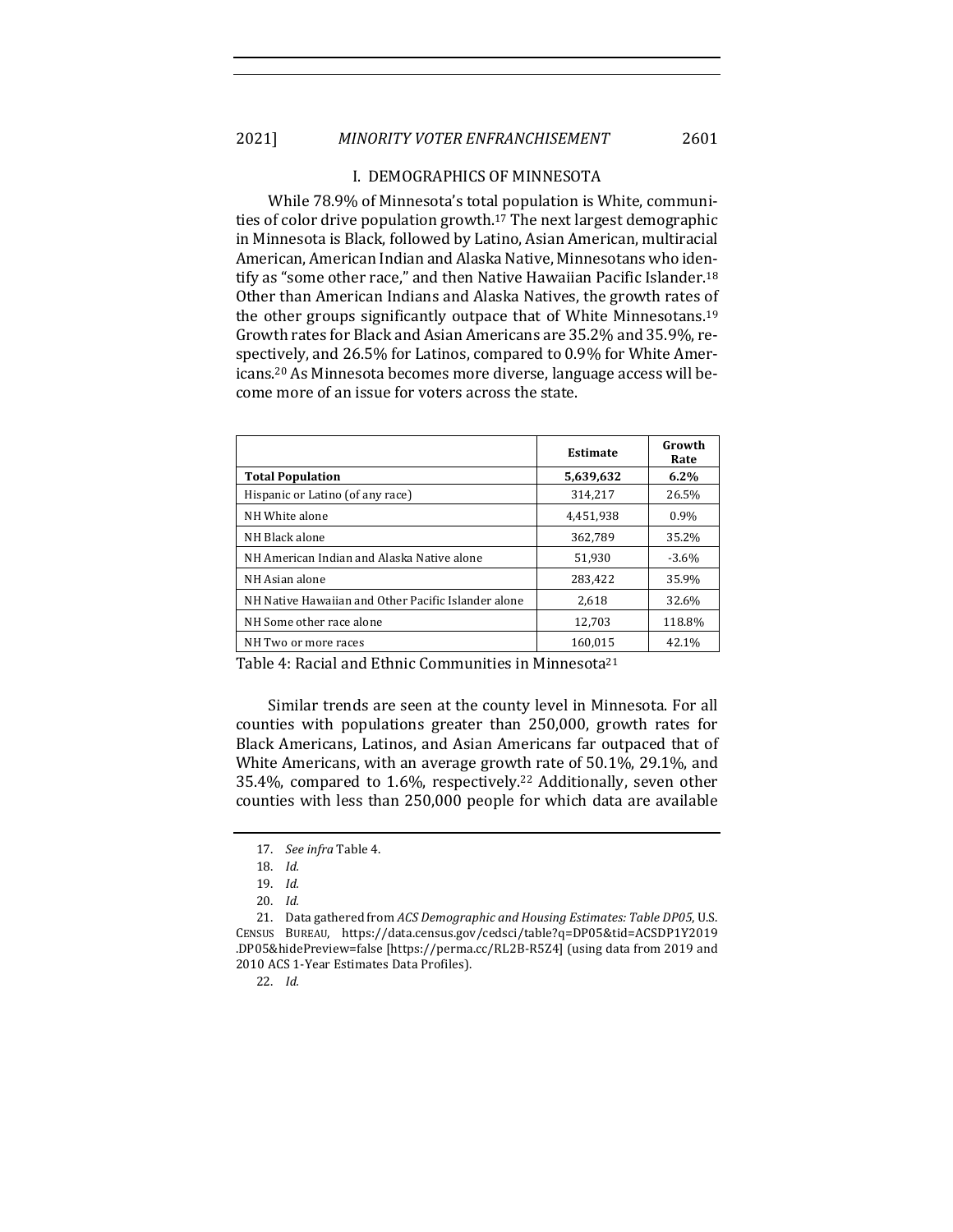## I. DEMOGRAPHICS OF MINNESOTA

While 78.9% of Minnesota's total population is White, communities of color drive population growth.[17] The next largest demographic in Minnesota is Black, followed by Latino, Asian American, multiracial American, American Indian and Alaska Native, Minnesotans who identify as "some other race," and then Native Hawaiian Pacific Islander.[18] Other than American Indians and Alaska Natives, the growth rates of the other groups significantly outpace that of White Minnesotans.[19] Growth rates for Black and Asian Americans are 35.2% and 35.9%, respectively, and 26.5% for Latinos, compared to 0.9% for White Americans.[20] As Minnesota becomes more diverse, language access will become more of an issue for voters across the state.

| | **Estimate** | **Growth Rate** |
|---|---|---|
| **Total Population** | **5,639,632** | **6.2%** |
| Hispanic or Latino (of any race) | 314,217 | 26.5% |
| NH White alone | 4,451,938 | 0.9% |
| NH Black alone | 362,789 | 35.2% |
| NH American Indian and Alaska Native alone | 51,930 | -3.6% |
| NH Asian alone | 283,422 | 35.9% |
| NH Native Hawaiian and Other Pacific Islander alone | 2,618 | 32.6% |
| NH Some other race alone | 12,703 | 118.8% |
| NH Two or more races | 160,015 | 42.1% |

Table 4: Racial and Ethnic Communities in Minnesota[21]

Similar trends are seen at the county level in Minnesota. For all counties with populations greater than 250,000, growth rates for Black Americans, Latinos, and Asian Americans far outpaced that of White Americans, with an average growth rate of 50.1%, 29.1%, and 35.4%, compared to 1.6%, respectively.[22] Additionally, seven other counties with less than 250,000 people for which data are available

---

17. *See infra* Table 4.

18. *Id.*

19. *Id.*

20. *Id.*

21. Data gathered from *ACS Demographic and Housing Estimates: Table DP05*, U.S. CENSUS BUREAU, https://data.census.gov/cedsci/table?q=DP05&tid=ACSDP1Y2019.DP05&hidePreview=false [https://perma.cc/RL2B-R5Z4] (using data from 2019 and 2010 ACS 1-Year Estimates Data Profiles).

22. *Id.*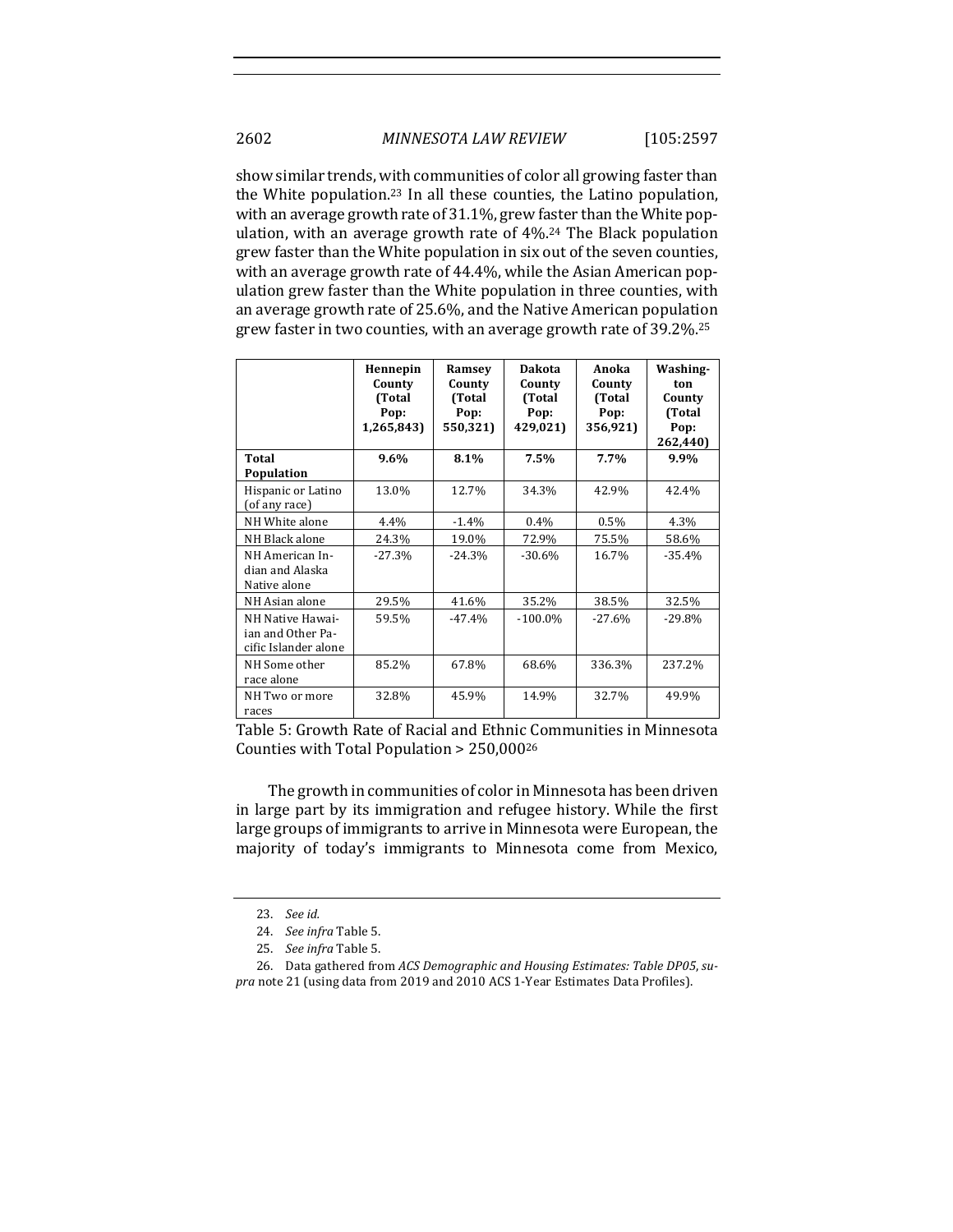show similar trends, with communities of color all growing faster than the White population.[23] In all these counties, the Latino population, with an average growth rate of 31.1%, grew faster than the White population, with an average growth rate of 4%.[24] The Black population grew faster than the White population in six out of the seven counties, with an average growth rate of 44.4%, while the Asian American population grew faster than the White population in three counties, with an average growth rate of 25.6%, and the Native American population grew faster in two counties, with an average growth rate of 39.2%.[25]

| | Hennepin County (Total Pop: 1,265,843) | Ramsey County (Total Pop: 550,321) | Dakota County (Total Pop: 429,021) | Anoka County (Total Pop: 356,921) | Washington County (Total Pop: 262,440) |
|---|---|---|---|---|---|
| **Total Population** | **9.6%** | **8.1%** | **7.5%** | **7.7%** | **9.9%** |
| Hispanic or Latino (of any race) | 13.0% | 12.7% | 34.3% | 42.9% | 42.4% |
| NH White alone | 4.4% | -1.4% | 0.4% | 0.5% | 4.3% |
| NH Black alone | 24.3% | 19.0% | 72.9% | 75.5% | 58.6% |
| NH American Indian and Alaska Native alone | -27.3% | -24.3% | -30.6% | 16.7% | -35.4% |
| NH Asian alone | 29.5% | 41.6% | 35.2% | 38.5% | 32.5% |
| NH Native Hawaiian and Other Pacific Islander alone | 59.5% | -47.4% | -100.0% | -27.6% | -29.8% |
| NH Some other race alone | 85.2% | 67.8% | 68.6% | 336.3% | 237.2% |
| NH Two or more races | 32.8% | 45.9% | 14.9% | 32.7% | 49.9% |

Table 5: Growth Rate of Racial and Ethnic Communities in Minnesota Counties with Total Population > 250,000[26]

The growth in communities of color in Minnesota has been driven in large part by its immigration and refugee history. While the first large groups of immigrants to arrive in Minnesota were European, the majority of today's immigrants to Minnesota come from Mexico,

23. *See id.*

24. *See infra* Table 5.

25. *See infra* Table 5.

26. Data gathered from *ACS Demographic and Housing Estimates: Table DP05*, *supra* note 21 (using data from 2019 and 2010 ACS 1-Year Estimates Data Profiles).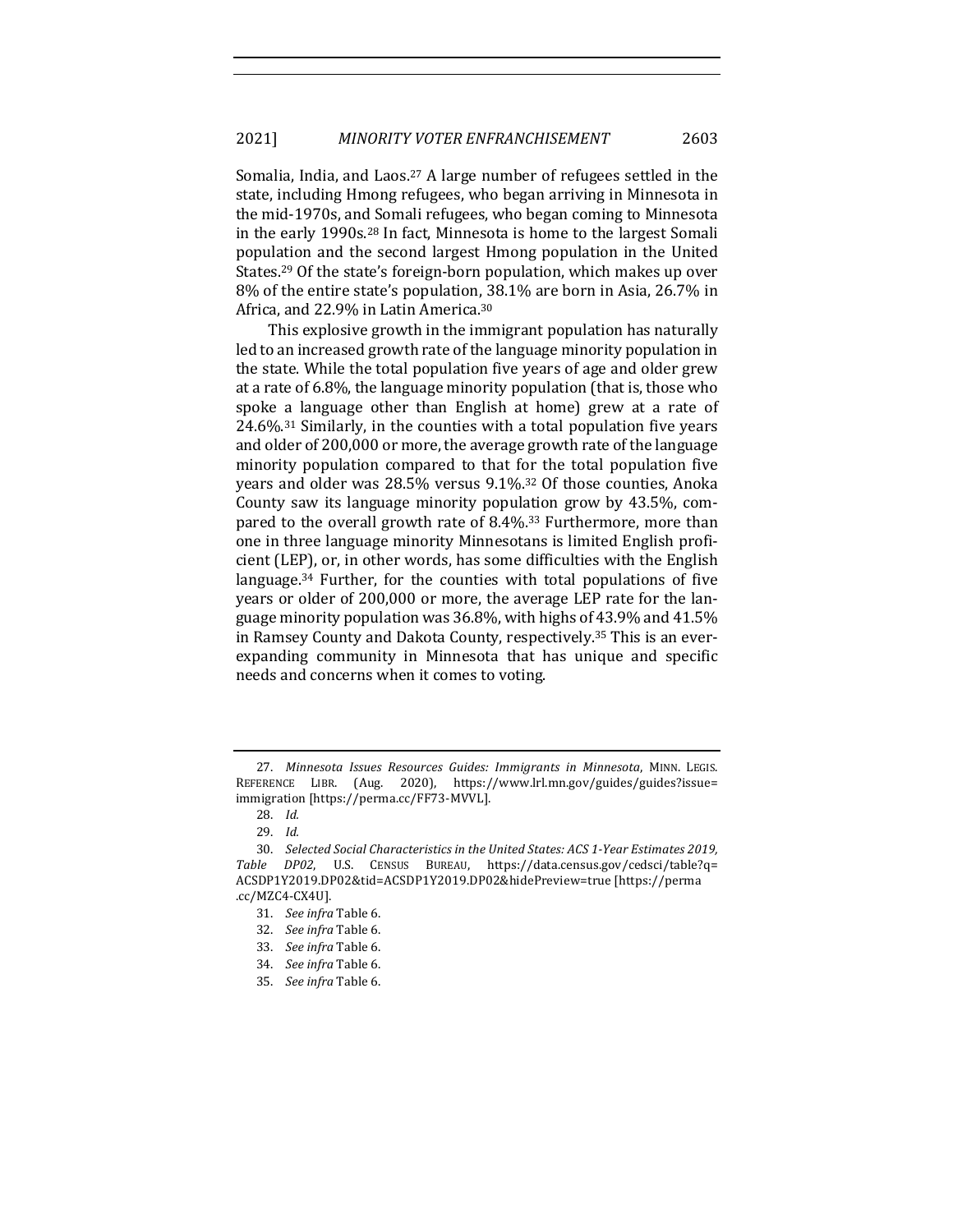Somalia, India, and Laos.[27] A large number of refugees settled in the state, including Hmong refugees, who began arriving in Minnesota in the mid-1970s, and Somali refugees, who began coming to Minnesota in the early 1990s.[28] In fact, Minnesota is home to the largest Somali population and the second largest Hmong population in the United States.[29] Of the state's foreign-born population, which makes up over 8% of the entire state's population, 38.1% are born in Asia, 26.7% in Africa, and 22.9% in Latin America.[30]

This explosive growth in the immigrant population has naturally led to an increased growth rate of the language minority population in the state. While the total population five years of age and older grew at a rate of 6.8%, the language minority population (that is, those who spoke a language other than English at home) grew at a rate of 24.6%.[31] Similarly, in the counties with a total population five years and older of 200,000 or more, the average growth rate of the language minority population compared to that for the total population five years and older was 28.5% versus 9.1%.[32] Of those counties, Anoka County saw its language minority population grow by 43.5%, compared to the overall growth rate of 8.4%.[33] Furthermore, more than one in three language minority Minnesotans is limited English proficient (LEP), or, in other words, has some difficulties with the English language.[34] Further, for the counties with total populations of five years or older of 200,000 or more, the average LEP rate for the language minority population was 36.8%, with highs of 43.9% and 41.5% in Ramsey County and Dakota County, respectively.[35] This is an ever-expanding community in Minnesota that has unique and specific needs and concerns when it comes to voting.

---

27. *Minnesota Issues Resources Guides: Immigrants in Minnesota*, MINN. LEGIS. REFERENCE LIBR. (Aug. 2020), https://www.lrl.mn.gov/guides/guides?issue=immigration [https://perma.cc/FF73-MVVL].

28. *Id.*

29. *Id.*

30. *Selected Social Characteristics in the United States: ACS 1-Year Estimates 2019, Table DP02*, U.S. CENSUS BUREAU, https://data.census.gov/cedsci/table?q=ACSDP1Y2019.DP02&tid=ACSDP1Y2019.DP02&hidePreview=true [https://perma.cc/MZC4-CX4U].

31. *See infra* Table 6.

32. *See infra* Table 6.

33. *See infra* Table 6.

34. *See infra* Table 6.

35. *See infra* Table 6.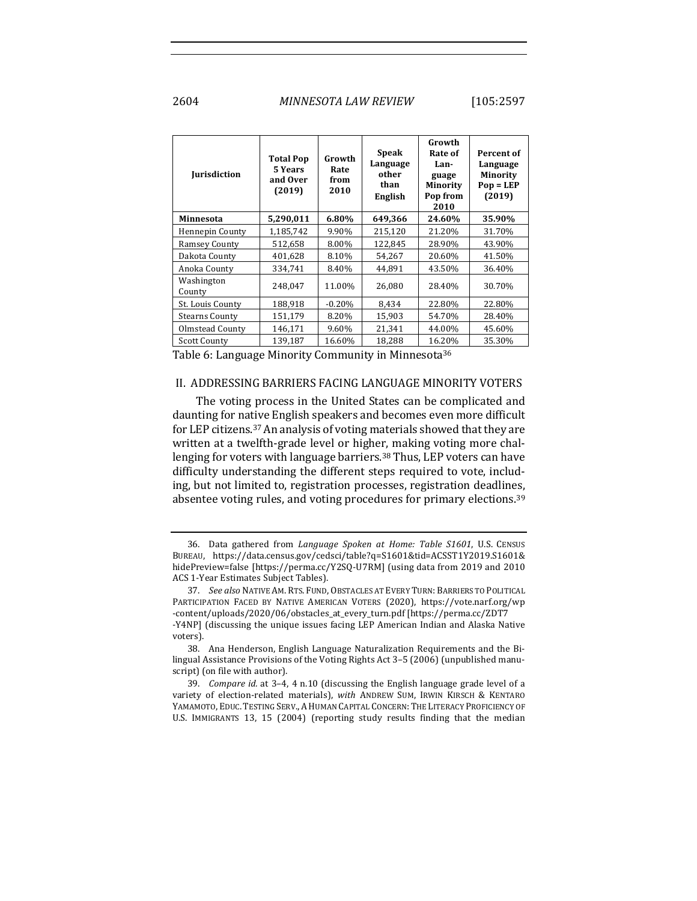| Jurisdiction | Total Pop 5 Years and Over (2019) | Growth Rate from 2010 | Speak Language other than English | Growth Rate of Language Minority Pop from 2010 | Percent of Language Minority Pop = LEP (2019) |
|---|---|---|---|---|---|
| **Minnesota** | **5,290,011** | **6.80%** | **649,366** | **24.60%** | **35.90%** |
| Hennepin County | 1,185,742 | 9.90% | 215,120 | 21.20% | 31.70% |
| Ramsey County | 512,658 | 8.00% | 122,845 | 28.90% | 43.90% |
| Dakota County | 401,628 | 8.10% | 54,267 | 20.60% | 41.50% |
| Anoka County | 334,741 | 8.40% | 44,891 | 43.50% | 36.40% |
| Washington County | 248,047 | 11.00% | 26,080 | 28.40% | 30.70% |
| St. Louis County | 188,918 | -0.20% | 8,434 | 22.80% | 22.80% |
| Stearns County | 151,179 | 8.20% | 15,903 | 54.70% | 28.40% |
| Olmstead County | 146,171 | 9.60% | 21,341 | 44.00% | 45.60% |
| Scott County | 139,187 | 16.60% | 18,288 | 16.20% | 35.30% |

Table 6: Language Minority Community in Minnesota[36]

## II. ADDRESSING BARRIERS FACING LANGUAGE MINORITY VOTERS

The voting process in the United States can be complicated and daunting for native English speakers and becomes even more difficult for LEP citizens.[37] An analysis of voting materials showed that they are written at a twelfth-grade level or higher, making voting more challenging for voters with language barriers.[38] Thus, LEP voters can have difficulty understanding the different steps required to vote, including, but not limited to, registration processes, registration deadlines, absentee voting rules, and voting procedures for primary elections.[39]

36. Data gathered from *Language Spoken at Home: Table S1601*, U.S. CENSUS BUREAU, https://data.census.gov/cedsci/table?q=S1601&tid=ACSST1Y2019.S1601&hidePreview=false [https://perma.cc/Y2SQ-U7RM] (using data from 2019 and 2010 ACS 1-Year Estimates Subject Tables).

37. *See also* NATIVE AM. RTS. FUND, OBSTACLES AT EVERY TURN: BARRIERS TO POLITICAL PARTICIPATION FACED BY NATIVE AMERICAN VOTERS (2020), https://vote.narf.org/wp-content/uploads/2020/06/obstacles_at_every_turn.pdf [https://perma.cc/ZDT7-Y4NP] (discussing the unique issues facing LEP American Indian and Alaska Native voters).

38. Ana Henderson, English Language Naturalization Requirements and the Bilingual Assistance Provisions of the Voting Rights Act 3–5 (2006) (unpublished manuscript) (on file with author).

39. *Compare id.* at 3–4, 4 n.10 (discussing the English language grade level of a variety of election-related materials), *with* ANDREW SUM, IRWIN KIRSCH & KENTARO YAMAMOTO, EDUC. TESTING SERV., A HUMAN CAPITAL CONCERN: THE LITERACY PROFICIENCY OF U.S. IMMIGRANTS 13, 15 (2004) (reporting study results finding that the median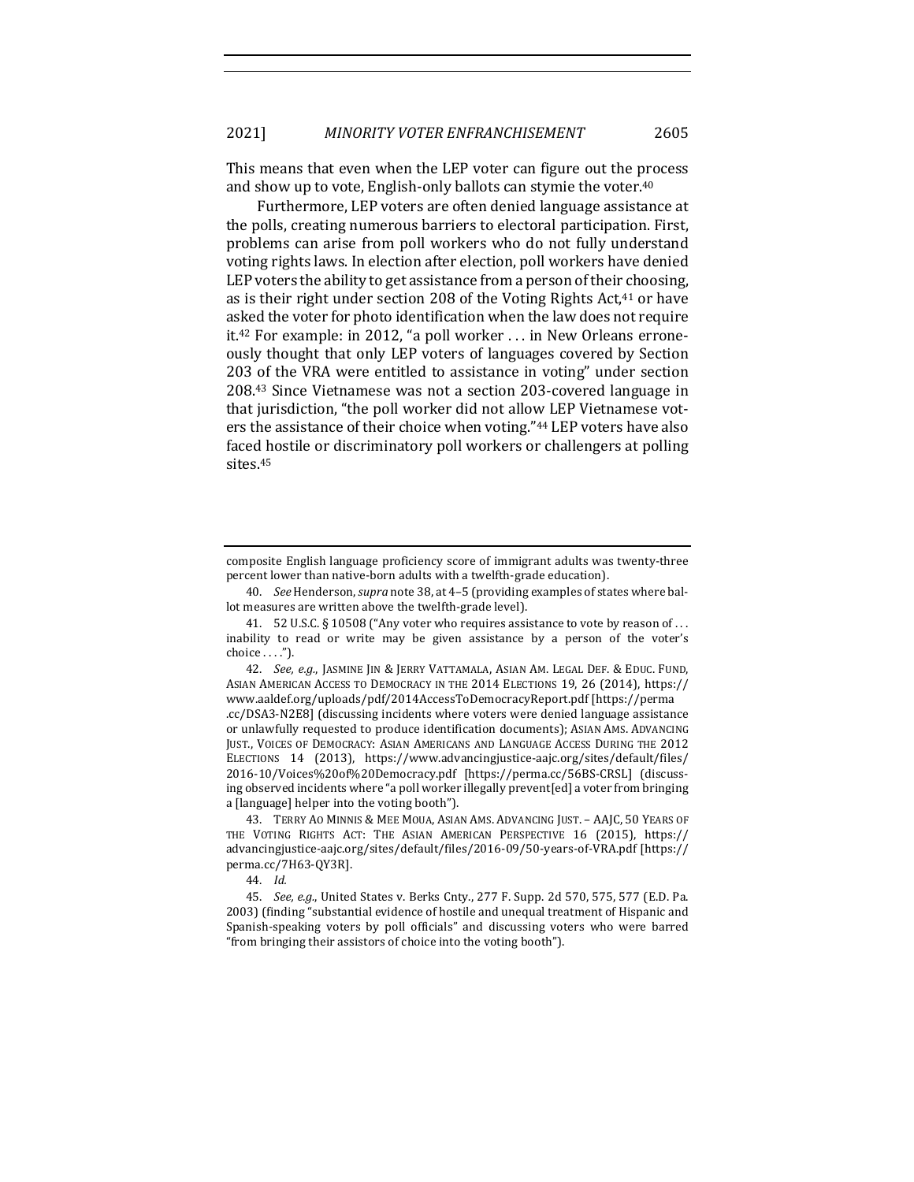This means that even when the LEP voter can figure out the process and show up to vote, English-only ballots can stymie the voter.[40]

Furthermore, LEP voters are often denied language assistance at the polls, creating numerous barriers to electoral participation. First, problems can arise from poll workers who do not fully understand voting rights laws. In election after election, poll workers have denied LEP voters the ability to get assistance from a person of their choosing, as is their right under section 208 of the Voting Rights Act,[41] or have asked the voter for photo identification when the law does not require it.[42] For example: in 2012, "a poll worker . . . in New Orleans erroneously thought that only LEP voters of languages covered by Section 203 of the VRA were entitled to assistance in voting" under section 208.[43] Since Vietnamese was not a section 203-covered language in that jurisdiction, "the poll worker did not allow LEP Vietnamese voters the assistance of their choice when voting."[44] LEP voters have also faced hostile or discriminatory poll workers or challengers at polling sites.[45]

---

composite English language proficiency score of immigrant adults was twenty-three percent lower than native-born adults with a twelfth-grade education).

40. *See* Henderson, *supra* note 38, at 4–5 (providing examples of states where ballot measures are written above the twelfth-grade level).

41. 52 U.S.C. § 10508 ("Any voter who requires assistance to vote by reason of . . . inability to read or write may be given assistance by a person of the voter's choice . . . .").

42. *See, e.g.*, JASMINE JIN & JERRY VATTAMALA, ASIAN AM. LEGAL DEF. & EDUC. FUND, ASIAN AMERICAN ACCESS TO DEMOCRACY IN THE 2014 ELECTIONS 19, 26 (2014), https://www.aaldef.org/uploads/pdf/2014AccessToDemocracyReport.pdf [https://perma.cc/DSA3-N2E8] (discussing incidents where voters were denied language assistance or unlawfully requested to produce identification documents); ASIAN AMS. ADVANCING JUST., VOICES OF DEMOCRACY: ASIAN AMERICANS AND LANGUAGE ACCESS DURING THE 2012 ELECTIONS 14 (2013), https://www.advancingjustice-aajc.org/sites/default/files/2016-10/Voices%20of%20Democracy.pdf [https://perma.cc/56BS-CRSL] (discussing observed incidents where "a poll worker illegally prevent[ed] a voter from bringing a [language] helper into the voting booth").

43. TERRY AO MINNIS & MEE MOUA, ASIAN AMS. ADVANCING JUST. – AAJC, 50 YEARS OF THE VOTING RIGHTS ACT: THE ASIAN AMERICAN PERSPECTIVE 16 (2015), https://advancingjustice-aajc.org/sites/default/files/2016-09/50-years-of-VRA.pdf [https://perma.cc/7H63-QY3R].

44. *Id.*

45. *See, e.g.*, United States v. Berks Cnty., 277 F. Supp. 2d 570, 575, 577 (E.D. Pa. 2003) (finding "substantial evidence of hostile and unequal treatment of Hispanic and Spanish-speaking voters by poll officials" and discussing voters who were barred "from bringing their assistors of choice into the voting booth").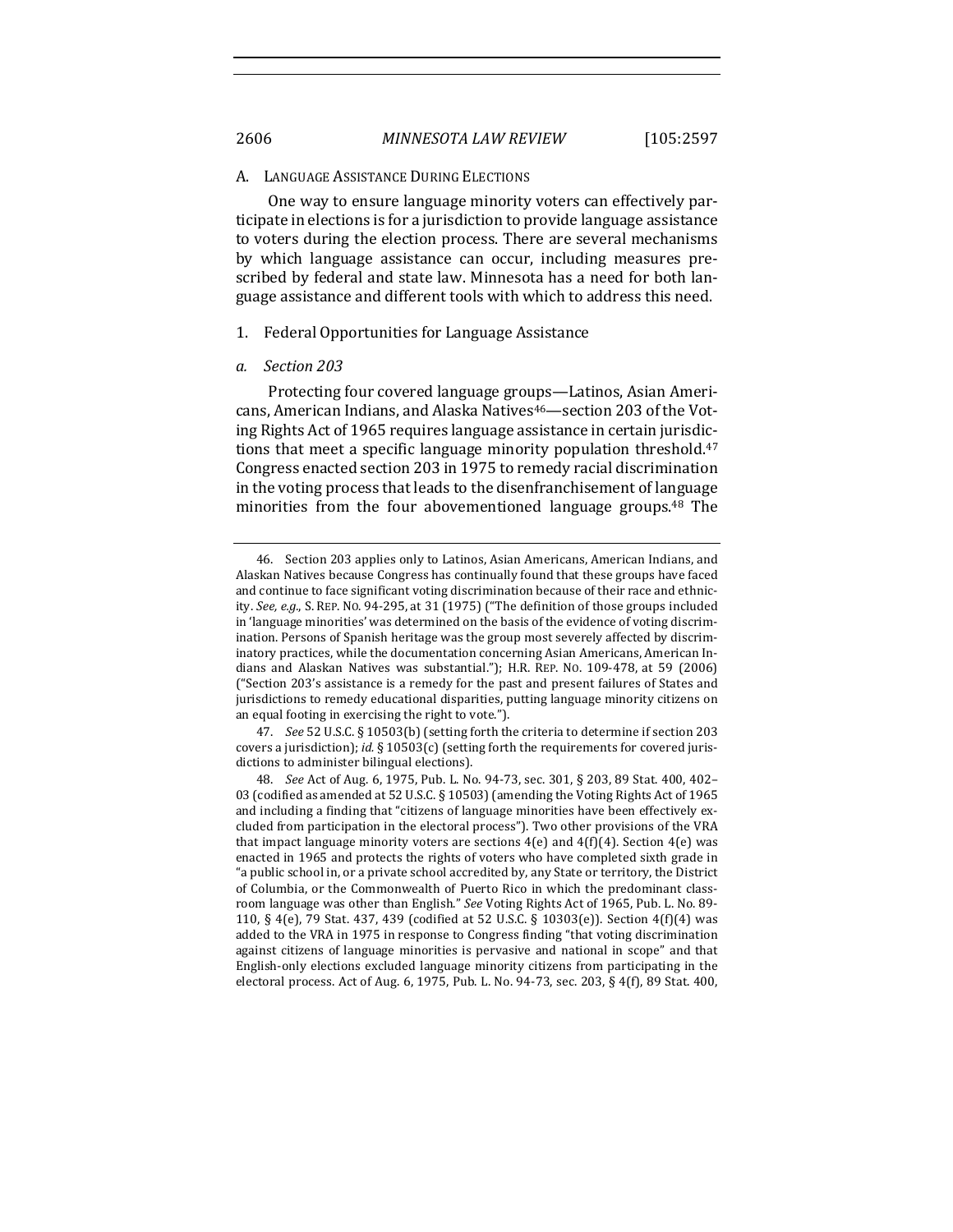## A. LANGUAGE ASSISTANCE DURING ELECTIONS

One way to ensure language minority voters can effectively participate in elections is for a jurisdiction to provide language assistance to voters during the election process. There are several mechanisms by which language assistance can occur, including measures prescribed by federal and state law. Minnesota has a need for both language assistance and different tools with which to address this need.

### 1. Federal Opportunities for Language Assistance

#### *a. Section 203*

Protecting four covered language groups—Latinos, Asian Americans, American Indians, and Alaska Natives[46]—section 203 of the Voting Rights Act of 1965 requires language assistance in certain jurisdictions that meet a specific language minority population threshold.[47] Congress enacted section 203 in 1975 to remedy racial discrimination in the voting process that leads to the disenfranchisement of language minorities from the four abovementioned language groups.[48] The

---

46. Section 203 applies only to Latinos, Asian Americans, American Indians, and Alaskan Natives because Congress has continually found that these groups have faced and continue to face significant voting discrimination because of their race and ethnicity. *See, e.g.*, S. REP. NO. 94-295, at 31 (1975) ("The definition of those groups included in 'language minorities' was determined on the basis of the evidence of voting discrimination. Persons of Spanish heritage was the group most severely affected by discriminatory practices, while the documentation concerning Asian Americans, American Indians and Alaskan Natives was substantial."); H.R. REP. NO. 109-478, at 59 (2006) ("Section 203's assistance is a remedy for the past and present failures of States and jurisdictions to remedy educational disparities, putting language minority citizens on an equal footing in exercising the right to vote.").

47. *See* 52 U.S.C. § 10503(b) (setting forth the criteria to determine if section 203 covers a jurisdiction); *id.* § 10503(c) (setting forth the requirements for covered jurisdictions to administer bilingual elections).

48. *See* Act of Aug. 6, 1975, Pub. L. No. 94-73, sec. 301, § 203, 89 Stat. 400, 402–03 (codified as amended at 52 U.S.C. § 10503) (amending the Voting Rights Act of 1965 and including a finding that "citizens of language minorities have been effectively excluded from participation in the electoral process"). Two other provisions of the VRA that impact language minority voters are sections 4(e) and 4(f)(4). Section 4(e) was enacted in 1965 and protects the rights of voters who have completed sixth grade in "a public school in, or a private school accredited by, any State or territory, the District of Columbia, or the Commonwealth of Puerto Rico in which the predominant classroom language was other than English." *See* Voting Rights Act of 1965, Pub. L. No. 89-110, § 4(e), 79 Stat. 437, 439 (codified at 52 U.S.C. § 10303(e)). Section 4(f)(4) was added to the VRA in 1975 in response to Congress finding "that voting discrimination against citizens of language minorities is pervasive and national in scope" and that English-only elections excluded language minority citizens from participating in the electoral process. Act of Aug. 6, 1975, Pub. L. No. 94-73, sec. 203, § 4(f), 89 Stat. 400,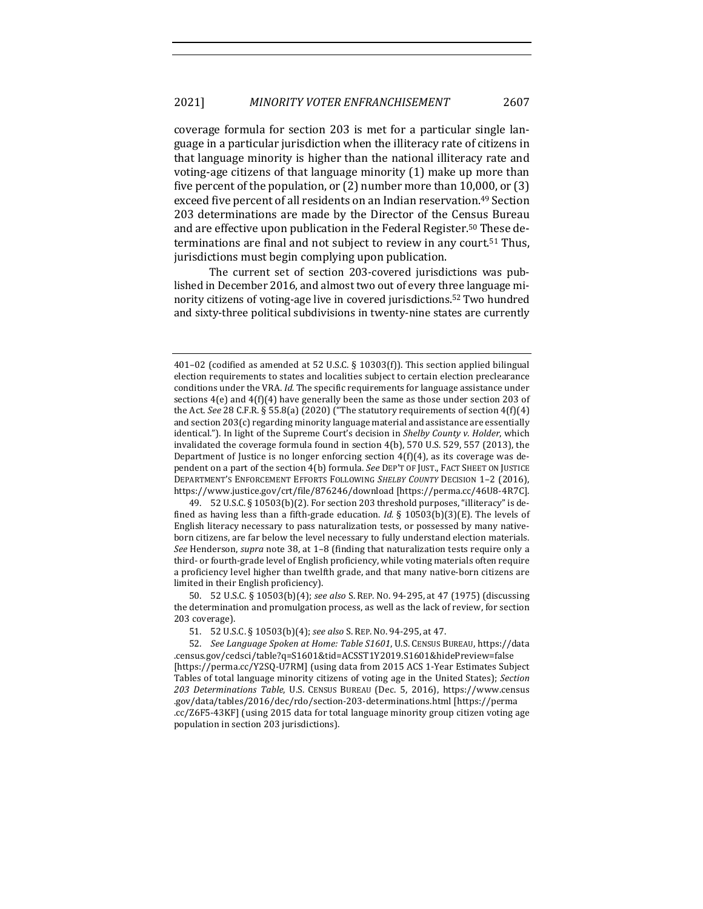coverage formula for section 203 is met for a particular single language in a particular jurisdiction when the illiteracy rate of citizens in that language minority is higher than the national illiteracy rate and voting-age citizens of that language minority (1) make up more than five percent of the population, or (2) number more than 10,000, or (3) exceed five percent of all residents on an Indian reservation.[49] Section 203 determinations are made by the Director of the Census Bureau and are effective upon publication in the Federal Register.[50] These determinations are final and not subject to review in any court.[51] Thus, jurisdictions must begin complying upon publication.

The current set of section 203-covered jurisdictions was published in December 2016, and almost two out of every three language minority citizens of voting-age live in covered jurisdictions.[52] Two hundred and sixty-three political subdivisions in twenty-nine states are currently

---

401–02 (codified as amended at 52 U.S.C. § 10303(f)). This section applied bilingual election requirements to states and localities subject to certain election preclearance conditions under the VRA. *Id.* The specific requirements for language assistance under sections 4(e) and 4(f)(4) have generally been the same as those under section 203 of the Act. *See* 28 C.F.R. § 55.8(a) (2020) ("The statutory requirements of section 4(f)(4) and section 203(c) regarding minority language material and assistance are essentially identical."). In light of the Supreme Court's decision in *Shelby County v. Holder*, which invalidated the coverage formula found in section 4(b), 570 U.S. 529, 557 (2013), the Department of Justice is no longer enforcing section 4(f)(4), as its coverage was dependent on a part of the section 4(b) formula. *See* DEP'T OF JUST., FACT SHEET ON JUSTICE DEPARTMENT'S ENFORCEMENT EFFORTS FOLLOWING *SHELBY COUNTY* DECISION 1–2 (2016), https://www.justice.gov/crt/file/876246/download [https://perma.cc/46U8-4R7C].

49. 52 U.S.C. § 10503(b)(2). For section 203 threshold purposes, "illiteracy" is defined as having less than a fifth-grade education. *Id.* § 10503(b)(3)(E). The levels of English literacy necessary to pass naturalization tests, or possessed by many native-born citizens, are far below the level necessary to fully understand election materials. *See* Henderson, *supra* note 38, at 1–8 (finding that naturalization tests require only a third- or fourth-grade level of English proficiency, while voting materials often require a proficiency level higher than twelfth grade, and that many native-born citizens are limited in their English proficiency).

50. 52 U.S.C. § 10503(b)(4); *see also* S. REP. NO. 94-295, at 47 (1975) (discussing the determination and promulgation process, as well as the lack of review, for section 203 coverage).

51. 52 U.S.C. § 10503(b)(4); *see also* S. REP. NO. 94-295, at 47.

52. *See Language Spoken at Home: Table S1601*, U.S. CENSUS BUREAU, https://data.census.gov/cedsci/table?q=S1601&tid=ACSST1Y2019.S1601&hidePreview=false [https://perma.cc/Y2SQ-U7RM] (using data from 2015 ACS 1-Year Estimates Subject Tables of total language minority citizens of voting age in the United States); *Section 203 Determinations Table*, U.S. CENSUS BUREAU (Dec. 5, 2016), https://www.census.gov/data/tables/2016/dec/rdo/section-203-determinations.html [https://perma.cc/Z6F5-43KF] (using 2015 data for total language minority group citizen voting age population in section 203 jurisdictions).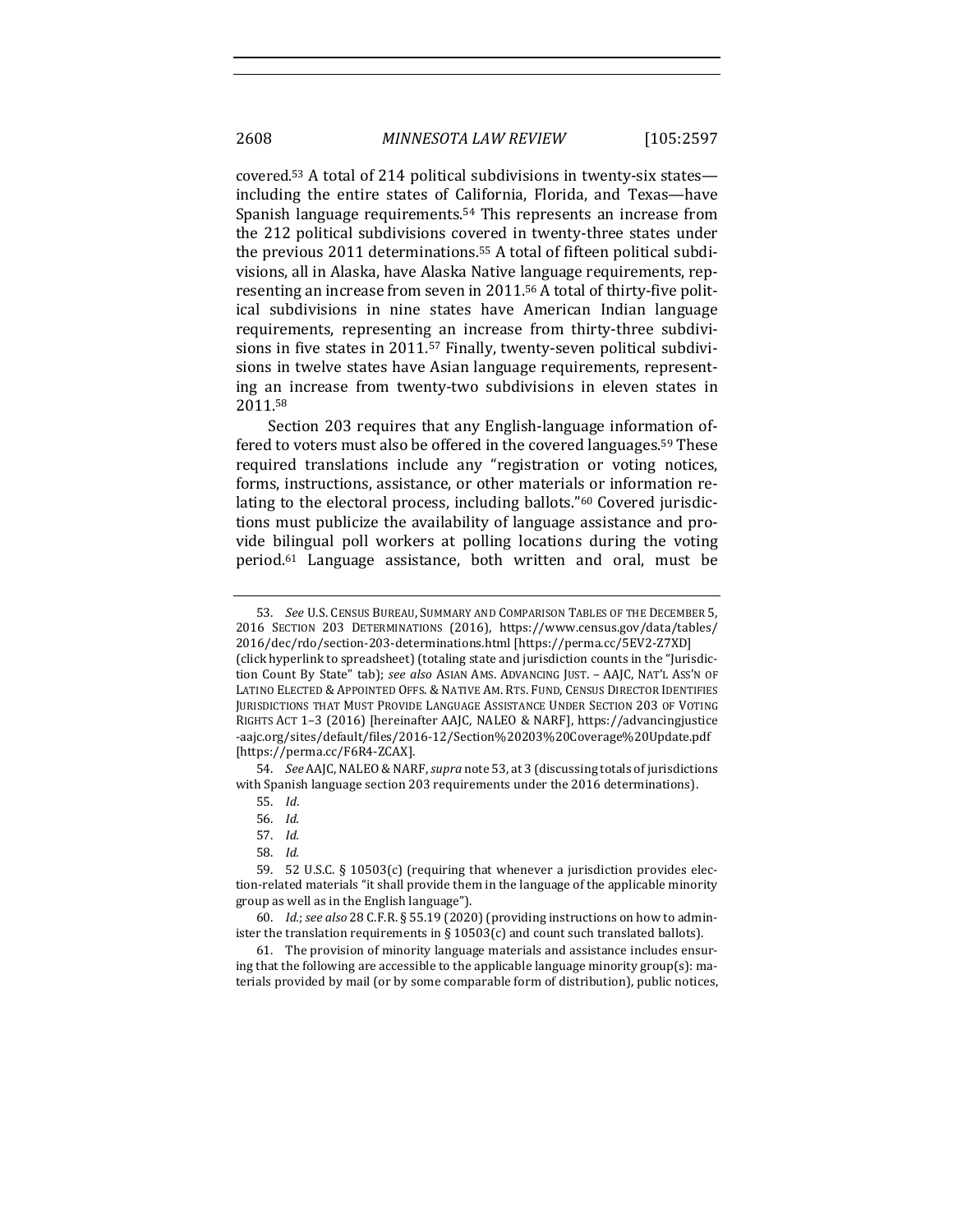covered.[53] A total of 214 political subdivisions in twenty-six states—including the entire states of California, Florida, and Texas—have Spanish language requirements.[54] This represents an increase from the 212 political subdivisions covered in twenty-three states under the previous 2011 determinations.[55] A total of fifteen political subdivisions, all in Alaska, have Alaska Native language requirements, representing an increase from seven in 2011.[56] A total of thirty-five political subdivisions in nine states have American Indian language requirements, representing an increase from thirty-three subdivisions in five states in 2011.[57] Finally, twenty-seven political subdivisions in twelve states have Asian language requirements, representing an increase from twenty-two subdivisions in eleven states in 2011.[58]

Section 203 requires that any English-language information offered to voters must also be offered in the covered languages.[59] These required translations include any "registration or voting notices, forms, instructions, assistance, or other materials or information relating to the electoral process, including ballots."[60] Covered jurisdictions must publicize the availability of language assistance and provide bilingual poll workers at polling locations during the voting period.[61] Language assistance, both written and oral, must be

---

53. *See* U.S. CENSUS BUREAU, SUMMARY AND COMPARISON TABLES OF THE DECEMBER 5, 2016 SECTION 203 DETERMINATIONS (2016), https://www.census.gov/data/tables/2016/dec/rdo/section-203-determinations.html [https://perma.cc/5EV2-Z7XD] (click hyperlink to spreadsheet) (totaling state and jurisdiction counts in the "Jurisdiction Count By State" tab); *see also* ASIAN AMS. ADVANCING JUST. – AAJC, NAT'L ASS'N OF LATINO ELECTED & APPOINTED OFFS. & NATIVE AM. RTS. FUND, CENSUS DIRECTOR IDENTIFIES JURISDICTIONS THAT MUST PROVIDE LANGUAGE ASSISTANCE UNDER SECTION 203 OF VOTING RIGHTS ACT 1–3 (2016) [hereinafter AAJC, NALEO & NARF], https://advancingjustice-aajc.org/sites/default/files/2016-12/Section%20203%20Coverage%20Update.pdf [https://perma.cc/F6R4-ZCAX].

54. *See* AAJC, NALEO & NARF, *supra* note 53, at 3 (discussing totals of jurisdictions with Spanish language section 203 requirements under the 2016 determinations).

55. *Id.*

56. *Id.*

57. *Id.*

58. *Id.*

59. 52 U.S.C. § 10503(c) (requiring that whenever a jurisdiction provides election-related materials "it shall provide them in the language of the applicable minority group as well as in the English language").

60. *Id.*; *see also* 28 C.F.R. § 55.19 (2020) (providing instructions on how to administer the translation requirements in § 10503(c) and count such translated ballots).

61. The provision of minority language materials and assistance includes ensuring that the following are accessible to the applicable language minority group(s): materials provided by mail (or by some comparable form of distribution), public notices,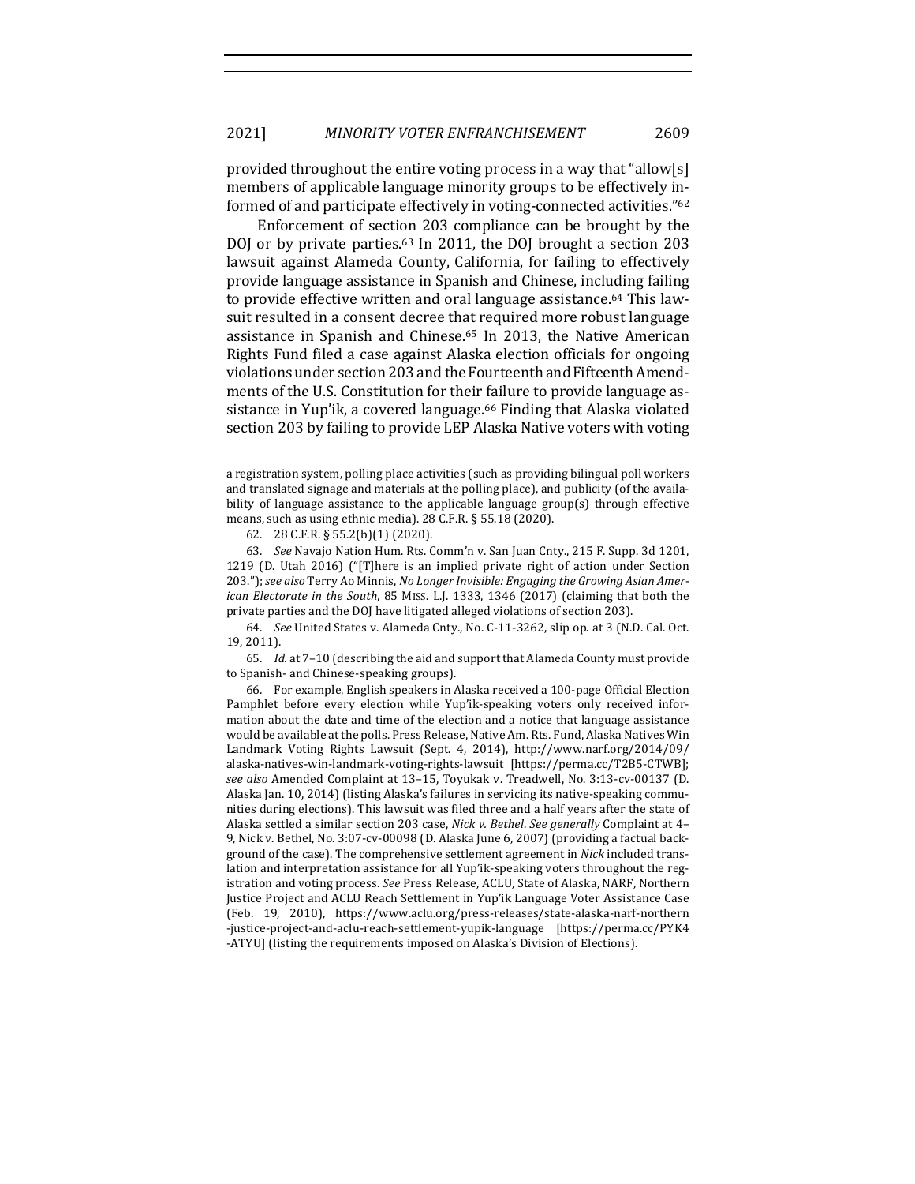provided throughout the entire voting process in a way that "allow[s] members of applicable language minority groups to be effectively informed of and participate effectively in voting-connected activities."[62]

Enforcement of section 203 compliance can be brought by the DOJ or by private parties.[63] In 2011, the DOJ brought a section 203 lawsuit against Alameda County, California, for failing to effectively provide language assistance in Spanish and Chinese, including failing to provide effective written and oral language assistance.[64] This lawsuit resulted in a consent decree that required more robust language assistance in Spanish and Chinese.[65] In 2013, the Native American Rights Fund filed a case against Alaska election officials for ongoing violations under section 203 and the Fourteenth and Fifteenth Amendments of the U.S. Constitution for their failure to provide language assistance in Yup'ik, a covered language.[66] Finding that Alaska violated section 203 by failing to provide LEP Alaska Native voters with voting

---

a registration system, polling place activities (such as providing bilingual poll workers and translated signage and materials at the polling place), and publicity (of the availability of language assistance to the applicable language group(s) through effective means, such as using ethnic media). 28 C.F.R. § 55.18 (2020).

62. 28 C.F.R. § 55.2(b)(1) (2020).

63. *See* Navajo Nation Hum. Rts. Comm'n v. San Juan Cnty., 215 F. Supp. 3d 1201, 1219 (D. Utah 2016) ("[T]here is an implied private right of action under Section 203."); *see also* Terry Ao Minnis, *No Longer Invisible: Engaging the Growing Asian American Electorate in the South*, 85 MISS. L.J. 1333, 1346 (2017) (claiming that both the private parties and the DOJ have litigated alleged violations of section 203).

64. *See* United States v. Alameda Cnty., No. C-11-3262, slip op. at 3 (N.D. Cal. Oct. 19, 2011).

65. *Id.* at 7–10 (describing the aid and support that Alameda County must provide to Spanish- and Chinese-speaking groups).

66. For example, English speakers in Alaska received a 100-page Official Election Pamphlet before every election while Yup'ik-speaking voters only received information about the date and time of the election and a notice that language assistance would be available at the polls. Press Release, Native Am. Rts. Fund, Alaska Natives Win Landmark Voting Rights Lawsuit (Sept. 4, 2014), http://www.narf.org/2014/09/alaska-natives-win-landmark-voting-rights-lawsuit [https://perma.cc/T2B5-CTWB]; *see also* Amended Complaint at 13–15, Toyukak v. Treadwell, No. 3:13-cv-00137 (D. Alaska Jan. 10, 2014) (listing Alaska's failures in servicing its native-speaking communities during elections). This lawsuit was filed three and a half years after the state of Alaska settled a similar section 203 case, *Nick v. Bethel*. *See generally* Complaint at 4–9, Nick v. Bethel, No. 3:07-cv-00098 (D. Alaska June 6, 2007) (providing a factual background of the case). The comprehensive settlement agreement in *Nick* included translation and interpretation assistance for all Yup'ik-speaking voters throughout the registration and voting process. *See* Press Release, ACLU, State of Alaska, NARF, Northern Justice Project and ACLU Reach Settlement in Yup'ik Language Voter Assistance Case (Feb. 19, 2010), https://www.aclu.org/press-releases/state-alaska-narf-northern-justice-project-and-aclu-reach-settlement-yupik-language [https://perma.cc/PYK4-ATYU] (listing the requirements imposed on Alaska's Division of Elections).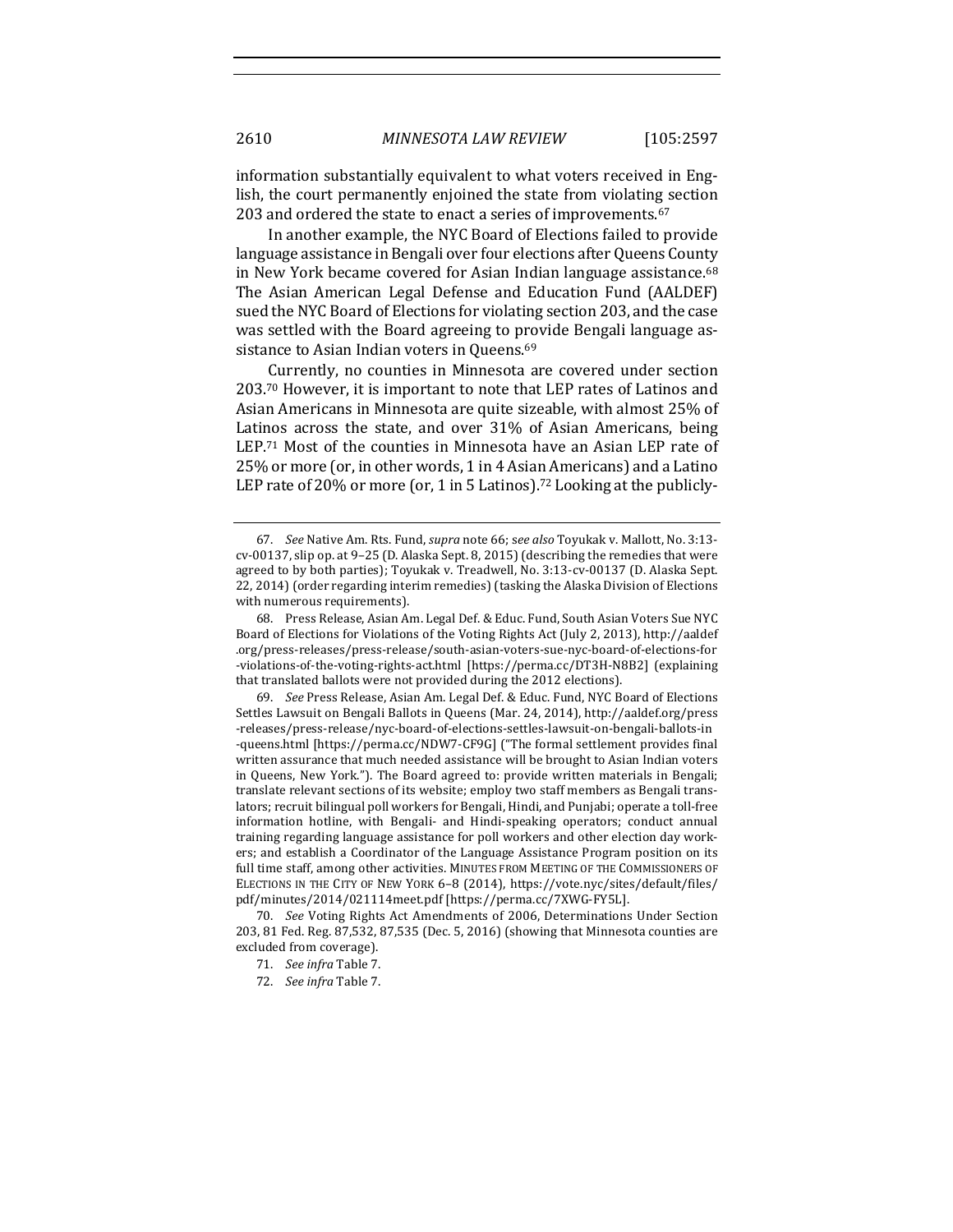information substantially equivalent to what voters received in English, the court permanently enjoined the state from violating section 203 and ordered the state to enact a series of improvements.[67]

In another example, the NYC Board of Elections failed to provide language assistance in Bengali over four elections after Queens County in New York became covered for Asian Indian language assistance.[68] The Asian American Legal Defense and Education Fund (AALDEF) sued the NYC Board of Elections for violating section 203, and the case was settled with the Board agreeing to provide Bengali language assistance to Asian Indian voters in Queens.[69]

Currently, no counties in Minnesota are covered under section 203.[70] However, it is important to note that LEP rates of Latinos and Asian Americans in Minnesota are quite sizeable, with almost 25% of Latinos across the state, and over 31% of Asian Americans, being LEP.[71] Most of the counties in Minnesota have an Asian LEP rate of 25% or more (or, in other words, 1 in 4 Asian Americans) and a Latino LEP rate of 20% or more (or, 1 in 5 Latinos).[72] Looking at the publicly-

---

67. *See* Native Am. Rts. Fund, *supra* note 66; *see also* Toyukak v. Mallott, No. 3:13-cv-00137, slip op. at 9–25 (D. Alaska Sept. 8, 2015) (describing the remedies that were agreed to by both parties); Toyukak v. Treadwell, No. 3:13-cv-00137 (D. Alaska Sept. 22, 2014) (order regarding interim remedies) (tasking the Alaska Division of Elections with numerous requirements).

68. Press Release, Asian Am. Legal Def. & Educ. Fund, South Asian Voters Sue NYC Board of Elections for Violations of the Voting Rights Act (July 2, 2013), http://aaldef.org/press-releases/press-release/south-asian-voters-sue-nyc-board-of-elections-for-violations-of-the-voting-rights-act.html [https://perma.cc/DT3H-N8B2] (explaining that translated ballots were not provided during the 2012 elections).

69. *See* Press Release, Asian Am. Legal Def. & Educ. Fund, NYC Board of Elections Settles Lawsuit on Bengali Ballots in Queens (Mar. 24, 2014), http://aaldef.org/press-releases/press-release/nyc-board-of-elections-settles-lawsuit-on-bengali-ballots-in-queens.html [https://perma.cc/NDW7-CF9G] ("The formal settlement provides final written assurance that much needed assistance will be brought to Asian Indian voters in Queens, New York."). The Board agreed to: provide written materials in Bengali; translate relevant sections of its website; employ two staff members as Bengali translators; recruit bilingual poll workers for Bengali, Hindi, and Punjabi; operate a toll-free information hotline, with Bengali- and Hindi-speaking operators; conduct annual training regarding language assistance for poll workers and other election day workers; and establish a Coordinator of the Language Assistance Program position on its full time staff, among other activities. MINUTES FROM MEETING OF THE COMMISSIONERS OF ELECTIONS IN THE CITY OF NEW YORK 6–8 (2014), https://vote.nyc/sites/default/files/pdf/minutes/2014/021114meet.pdf [https://perma.cc/7XWG-FY5L].

70. *See* Voting Rights Act Amendments of 2006, Determinations Under Section 203, 81 Fed. Reg. 87,532, 87,535 (Dec. 5, 2016) (showing that Minnesota counties are excluded from coverage).

71. *See infra* Table 7.

72. *See infra* Table 7.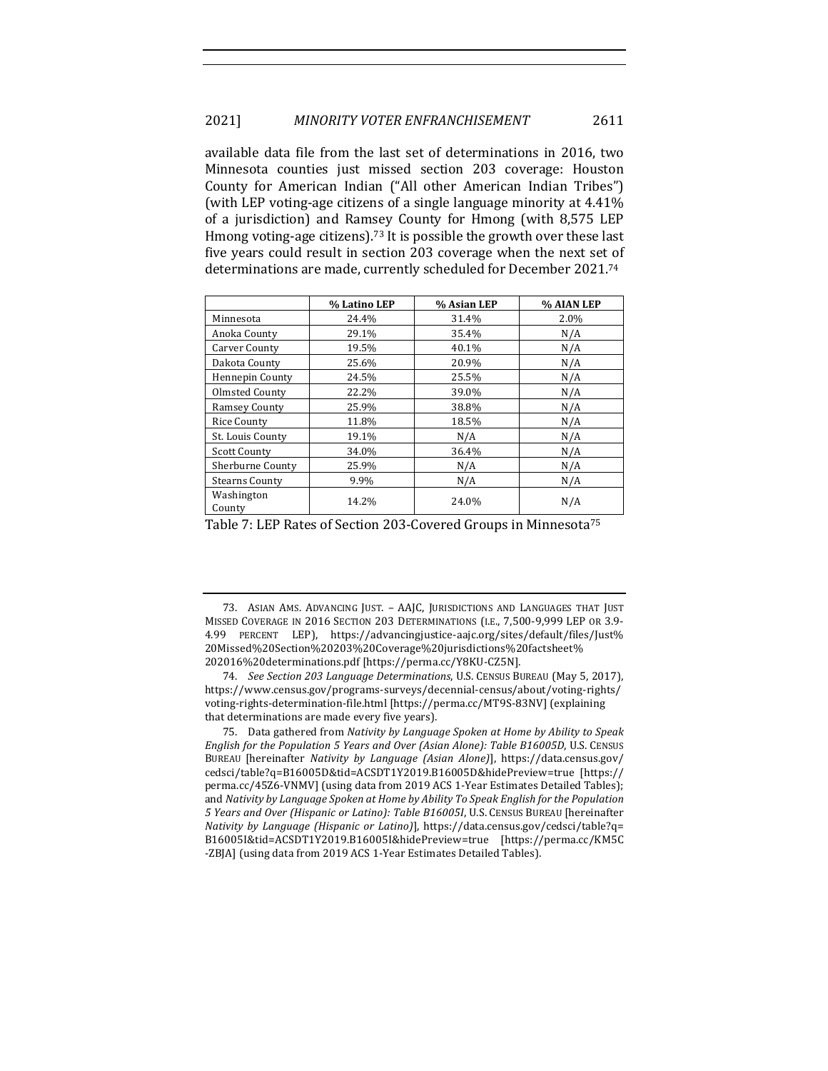available data file from the last set of determinations in 2016, two Minnesota counties just missed section 203 coverage: Houston County for American Indian ("All other American Indian Tribes") (with LEP voting-age citizens of a single language minority at 4.41% of a jurisdiction) and Ramsey County for Hmong (with 8,575 LEP Hmong voting-age citizens).[73] It is possible the growth over these last five years could result in section 203 coverage when the next set of determinations are made, currently scheduled for December 2021.[74]

| | % Latino LEP | % Asian LEP | % AIAN LEP |
|---|---|---|---|
| Minnesota | 24.4% | 31.4% | 2.0% |
| Anoka County | 29.1% | 35.4% | N/A |
| Carver County | 19.5% | 40.1% | N/A |
| Dakota County | 25.6% | 20.9% | N/A |
| Hennepin County | 24.5% | 25.5% | N/A |
| Olmsted County | 22.2% | 39.0% | N/A |
| Ramsey County | 25.9% | 38.8% | N/A |
| Rice County | 11.8% | 18.5% | N/A |
| St. Louis County | 19.1% | N/A | N/A |
| Scott County | 34.0% | 36.4% | N/A |
| Sherburne County | 25.9% | N/A | N/A |
| Stearns County | 9.9% | N/A | N/A |
| Washington County | 14.2% | 24.0% | N/A |

Table 7: LEP Rates of Section 203-Covered Groups in Minnesota[75]

---

73. ASIAN AMS. ADVANCING JUST. – AAJC, JURISDICTIONS AND LANGUAGES THAT JUST MISSED COVERAGE IN 2016 SECTION 203 DETERMINATIONS (I.E., 7,500-9,999 LEP OR 3.9-4.99 PERCENT LEP), https://advancingjustice-aajc.org/sites/default/files/Just%20Missed%20Section%20203%20Coverage%20jurisdictions%20factsheet%202016%20determinations.pdf [https://perma.cc/Y8KU-CZ5N].

74. *See Section 203 Language Determinations*, U.S. CENSUS BUREAU (May 5, 2017), https://www.census.gov/programs-surveys/decennial-census/about/voting-rights/voting-rights-determination-file.html [https://perma.cc/MT9S-83NV] (explaining that determinations are made every five years).

75. Data gathered from *Nativity by Language Spoken at Home by Ability to Speak English for the Population 5 Years and Over (Asian Alone): Table B16005D*, U.S. CENSUS BUREAU [hereinafter *Nativity by Language (Asian Alone)*], https://data.census.gov/cedsci/table?q=B16005D&tid=ACSDT1Y2019.B16005D&hidePreview=true [https://perma.cc/45Z6-VNMV] (using data from 2019 ACS 1-Year Estimates Detailed Tables); and *Nativity by Language Spoken at Home by Ability To Speak English for the Population 5 Years and Over (Hispanic or Latino): Table B16005I*, U.S. CENSUS BUREAU [hereinafter *Nativity by Language (Hispanic or Latino)*], https://data.census.gov/cedsci/table?q=B16005I&tid=ACSDT1Y2019.B16005I&hidePreview=true [https://perma.cc/KM5C-ZBJA] (using data from 2019 ACS 1-Year Estimates Detailed Tables).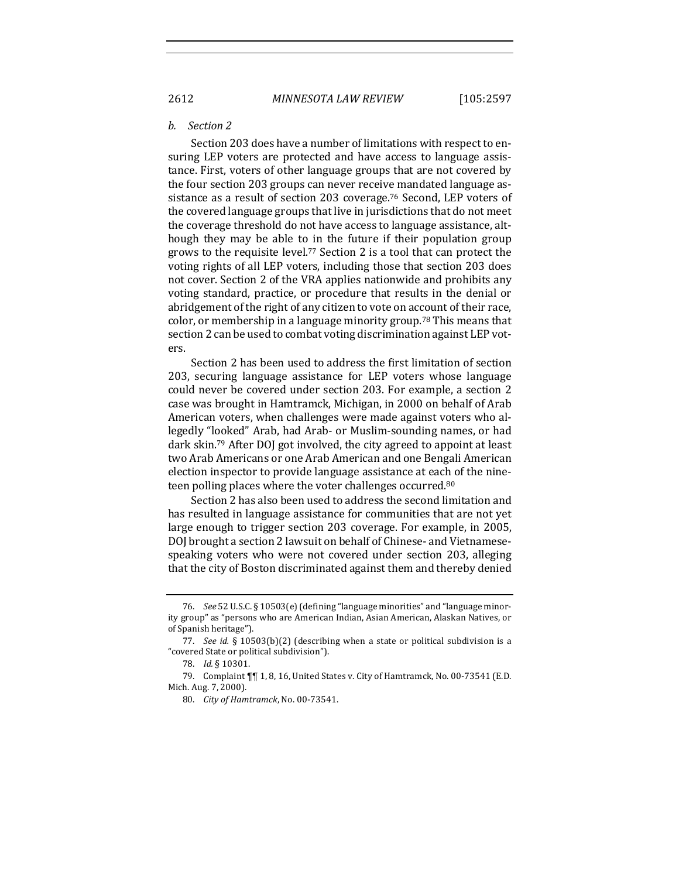*b. Section 2*

Section 203 does have a number of limitations with respect to ensuring LEP voters are protected and have access to language assistance. First, voters of other language groups that are not covered by the four section 203 groups can never receive mandated language assistance as a result of section 203 coverage.[76] Second, LEP voters of the covered language groups that live in jurisdictions that do not meet the coverage threshold do not have access to language assistance, although they may be able to in the future if their population group grows to the requisite level.[77] Section 2 is a tool that can protect the voting rights of all LEP voters, including those that section 203 does not cover. Section 2 of the VRA applies nationwide and prohibits any voting standard, practice, or procedure that results in the denial or abridgement of the right of any citizen to vote on account of their race, color, or membership in a language minority group.[78] This means that section 2 can be used to combat voting discrimination against LEP voters.

Section 2 has been used to address the first limitation of section 203, securing language assistance for LEP voters whose language could never be covered under section 203. For example, a section 2 case was brought in Hamtramck, Michigan, in 2000 on behalf of Arab American voters, when challenges were made against voters who allegedly "looked" Arab, had Arab- or Muslim-sounding names, or had dark skin.[79] After DOJ got involved, the city agreed to appoint at least two Arab Americans or one Arab American and one Bengali American election inspector to provide language assistance at each of the nineteen polling places where the voter challenges occurred.[80]

Section 2 has also been used to address the second limitation and has resulted in language assistance for communities that are not yet large enough to trigger section 203 coverage. For example, in 2005, DOJ brought a section 2 lawsuit on behalf of Chinese- and Vietnamese-speaking voters who were not covered under section 203, alleging that the city of Boston discriminated against them and thereby denied

---

76. *See* 52 U.S.C. § 10503(e) (defining "language minorities" and "language minority group" as "persons who are American Indian, Asian American, Alaskan Natives, or of Spanish heritage").

77. *See id.* § 10503(b)(2) (describing when a state or political subdivision is a "covered State or political subdivision").

78. *Id.* § 10301.

79. Complaint ¶¶ 1, 8, 16, United States v. City of Hamtramck, No. 00-73541 (E.D. Mich. Aug. 7, 2000).

80. *City of Hamtramck*, No. 00-73541.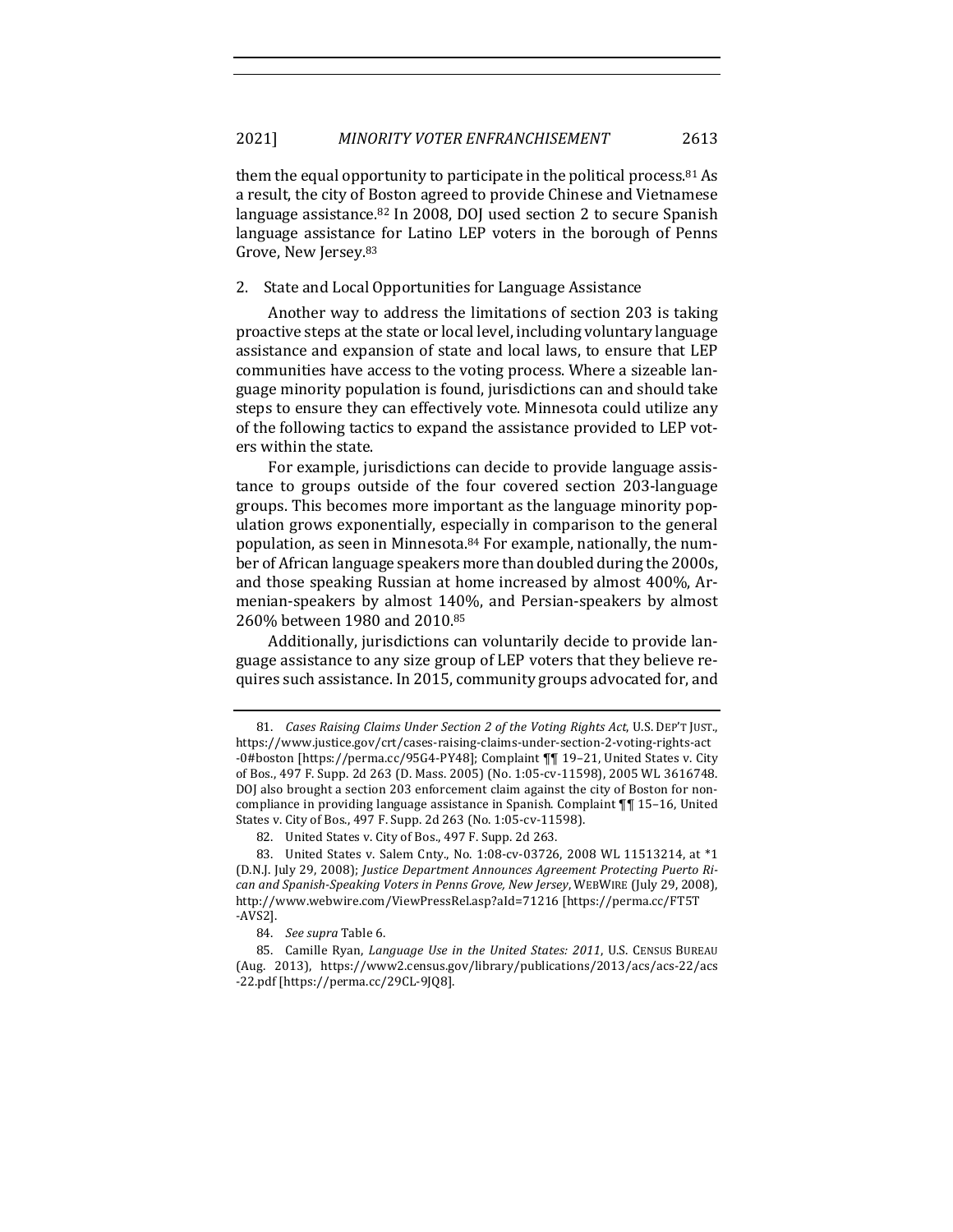them the equal opportunity to participate in the political process.[81] As a result, the city of Boston agreed to provide Chinese and Vietnamese language assistance.[82] In 2008, DOJ used section 2 to secure Spanish language assistance for Latino LEP voters in the borough of Penns Grove, New Jersey.[83]

2. State and Local Opportunities for Language Assistance

Another way to address the limitations of section 203 is taking proactive steps at the state or local level, including voluntary language assistance and expansion of state and local laws, to ensure that LEP communities have access to the voting process. Where a sizeable language minority population is found, jurisdictions can and should take steps to ensure they can effectively vote. Minnesota could utilize any of the following tactics to expand the assistance provided to LEP voters within the state.

For example, jurisdictions can decide to provide language assistance to groups outside of the four covered section 203-language groups. This becomes more important as the language minority population grows exponentially, especially in comparison to the general population, as seen in Minnesota.[84] For example, nationally, the number of African language speakers more than doubled during the 2000s, and those speaking Russian at home increased by almost 400%, Armenian-speakers by almost 140%, and Persian-speakers by almost 260% between 1980 and 2010.[85]

Additionally, jurisdictions can voluntarily decide to provide language assistance to any size group of LEP voters that they believe requires such assistance. In 2015, community groups advocated for, and

---

81. *Cases Raising Claims Under Section 2 of the Voting Rights Act*, U.S. DEP'T JUST., https://www.justice.gov/crt/cases-raising-claims-under-section-2-voting-rights-act-0#boston [https://perma.cc/95G4-PY48]; Complaint ¶¶ 19–21, United States v. City of Bos., 497 F. Supp. 2d 263 (D. Mass. 2005) (No. 1:05-cv-11598), 2005 WL 3616748. DOJ also brought a section 203 enforcement claim against the city of Boston for noncompliance in providing language assistance in Spanish. Complaint ¶¶ 15–16, United States v. City of Bos., 497 F. Supp. 2d 263 (No. 1:05-cv-11598).

82. United States v. City of Bos., 497 F. Supp. 2d 263.

83. United States v. Salem Cnty., No. 1:08-cv-03726, 2008 WL 11513214, at *1 (D.N.J. July 29, 2008); *Justice Department Announces Agreement Protecting Puerto Rican and Spanish-Speaking Voters in Penns Grove, New Jersey*, WEBWIRE (July 29, 2008), http://www.webwire.com/ViewPressRel.asp?aId=71216 [https://perma.cc/FT5T-AVS2].

84. *See supra* Table 6.

85. Camille Ryan, *Language Use in the United States: 2011*, U.S. CENSUS BUREAU (Aug. 2013), https://www2.census.gov/library/publications/2013/acs/acs-22/acs-22.pdf [https://perma.cc/29CL-9JQ8].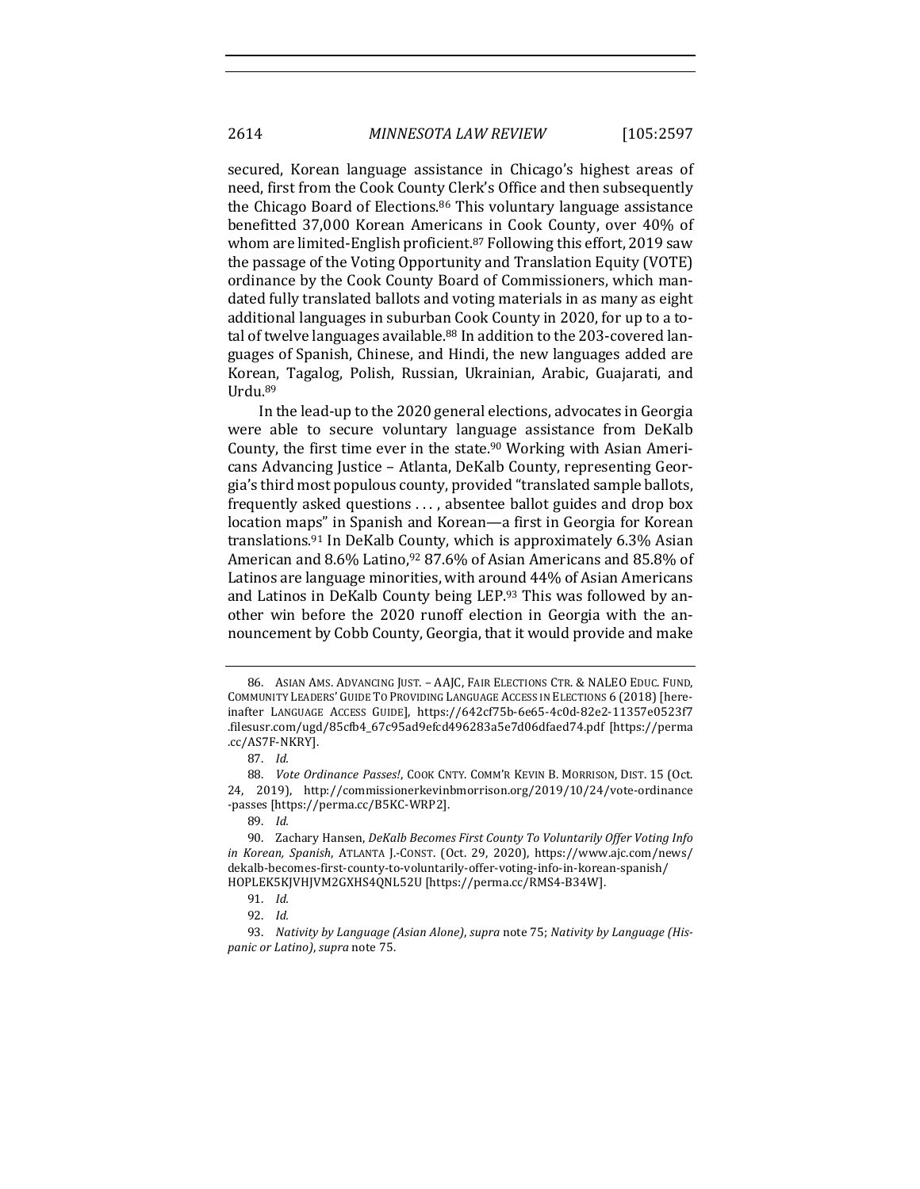secured, Korean language assistance in Chicago's highest areas of need, first from the Cook County Clerk's Office and then subsequently the Chicago Board of Elections.[86] This voluntary language assistance benefitted 37,000 Korean Americans in Cook County, over 40% of whom are limited-English proficient.[87] Following this effort, 2019 saw the passage of the Voting Opportunity and Translation Equity (VOTE) ordinance by the Cook County Board of Commissioners, which mandated fully translated ballots and voting materials in as many as eight additional languages in suburban Cook County in 2020, for up to a total of twelve languages available.[88] In addition to the 203-covered languages of Spanish, Chinese, and Hindi, the new languages added are Korean, Tagalog, Polish, Russian, Ukrainian, Arabic, Guajarati, and Urdu.[89]

In the lead-up to the 2020 general elections, advocates in Georgia were able to secure voluntary language assistance from DeKalb County, the first time ever in the state.[90] Working with Asian Americans Advancing Justice – Atlanta, DeKalb County, representing Georgia's third most populous county, provided "translated sample ballots, frequently asked questions . . . , absentee ballot guides and drop box location maps" in Spanish and Korean—a first in Georgia for Korean translations.[91] In DeKalb County, which is approximately 6.3% Asian American and 8.6% Latino,[92] 87.6% of Asian Americans and 85.8% of Latinos are language minorities, with around 44% of Asian Americans and Latinos in DeKalb County being LEP.[93] This was followed by another win before the 2020 runoff election in Georgia with the announcement by Cobb County, Georgia, that it would provide and make

---

86. ASIAN AMS. ADVANCING JUST. – AAJC, FAIR ELECTIONS CTR. & NALEO EDUC. FUND, COMMUNITY LEADERS' GUIDE TO PROVIDING LANGUAGE ACCESS IN ELECTIONS 6 (2018) [hereinafter LANGUAGE ACCESS GUIDE], https://642cf75b-6e65-4c0d-82e2-11357e0523f7.filesusr.com/ugd/85cfb4_67c95ad9efcd496283a5e7d06dfaed74.pdf [https://perma.cc/AS7F-NKRY].

87. *Id.*

88. *Vote Ordinance Passes!*, COOK CNTY. COMM'R KEVIN B. MORRISON, DIST. 15 (Oct. 24, 2019), http://commissionerkevinbmorrison.org/2019/10/24/vote-ordinance-passes [https://perma.cc/B5KC-WRP2].

89. *Id.*

90. Zachary Hansen, *DeKalb Becomes First County To Voluntarily Offer Voting Info in Korean, Spanish*, ATLANTA J.-CONST. (Oct. 29, 2020), https://www.ajc.com/news/dekalb-becomes-first-county-to-voluntarily-offer-voting-info-in-korean-spanish/HOPLEK5KJVHJVM2GXHS4QNL52U [https://perma.cc/RMS4-B34W].

91. *Id.*

92. *Id.*

93. *Nativity by Language (Asian Alone)*, *supra* note 75; *Nativity by Language (Hispanic or Latino)*, *supra* note 75.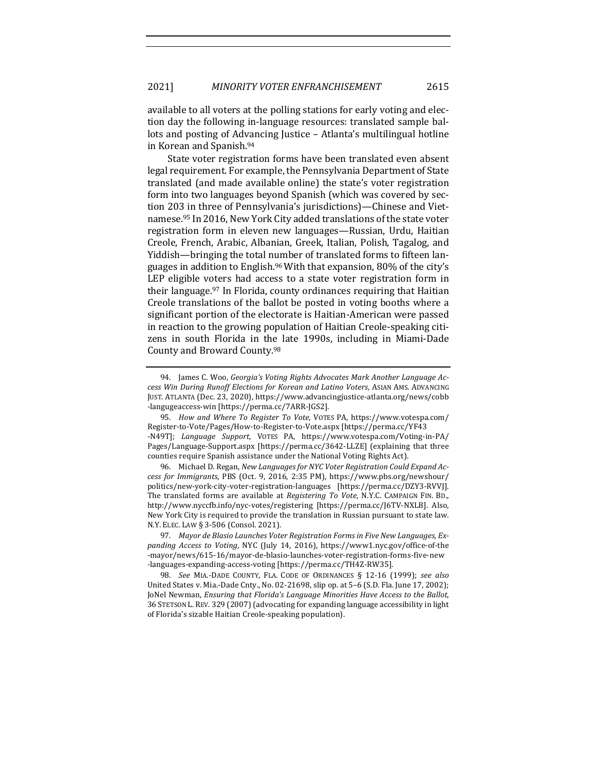available to all voters at the polling stations for early voting and election day the following in-language resources: translated sample ballots and posting of Advancing Justice – Atlanta's multilingual hotline in Korean and Spanish.[94]

State voter registration forms have been translated even absent legal requirement. For example, the Pennsylvania Department of State translated (and made available online) the state's voter registration form into two languages beyond Spanish (which was covered by section 203 in three of Pennsylvania's jurisdictions)—Chinese and Vietnamese.[95] In 2016, New York City added translations of the state voter registration form in eleven new languages—Russian, Urdu, Haitian Creole, French, Arabic, Albanian, Greek, Italian, Polish, Tagalog, and Yiddish—bringing the total number of translated forms to fifteen languages in addition to English.[96] With that expansion, 80% of the city's LEP eligible voters had access to a state voter registration form in their language.[97] In Florida, county ordinances requiring that Haitian Creole translations of the ballot be posted in voting booths where a significant portion of the electorate is Haitian-American were passed in reaction to the growing population of Haitian Creole-speaking citizens in south Florida in the late 1990s, including in Miami-Dade County and Broward County.[98]

---

94. James C. Woo, *Georgia's Voting Rights Advocates Mark Another Language Access Win During Runoff Elections for Korean and Latino Voters*, ASIAN AMS. ADVANCING JUST. ATLANTA (Dec. 23, 2020), https://www.advancingjustice-atlanta.org/news/cobb-langugeaccess-win [https://perma.cc/7ARR-JGS2].

95. *How and Where To Register To Vote*, VOTES PA, https://www.votespa.com/Register-to-Vote/Pages/How-to-Register-to-Vote.aspx [https://perma.cc/YF43-N49T]; *Language Support*, VOTES PA, https://www.votespa.com/Voting-in-PA/Pages/Language-Support.aspx [https://perma.cc/3642-LLZE] (explaining that three counties require Spanish assistance under the National Voting Rights Act).

96. Michael D. Regan, *New Languages for NYC Voter Registration Could Expand Access for Immigrants*, PBS (Oct. 9, 2016, 2:35 PM), https://www.pbs.org/newshour/politics/new-york-city-voter-registration-languages [https://perma.cc/DZY3-RVVJ]. The translated forms are available at *Registering To Vote*, N.Y.C. CAMPAIGN FIN. BD., http://www.nyccfb.info/nyc-votes/registering [https://perma.cc/J6TV-NXLB]. Also, New York City is required to provide the translation in Russian pursuant to state law. N.Y. ELEC. LAW § 3-506 (Consol. 2021).

97. *Mayor de Blasio Launches Voter Registration Forms in Five New Languages, Expanding Access to Voting*, NYC (July 14, 2016), https://www1.nyc.gov/office-of-the-mayor/news/615-16/mayor-de-blasio-launches-voter-registration-forms-five-new-languages-expanding-access-voting [https://perma.cc/TH4Z-RW35].

98. *See* MIA.-DADE COUNTY, FLA. CODE OF ORDINANCES § 12-16 (1999); *see also* United States v. Mia.-Dade Cnty., No. 02-21698, slip op. at 5–6 (S.D. Fla. June 17, 2002); JoNel Newman, *Ensuring that Florida's Language Minorities Have Access to the Ballot*, 36 STETSON L. REV. 329 (2007) (advocating for expanding language accessibility in light of Florida's sizable Haitian Creole-speaking population).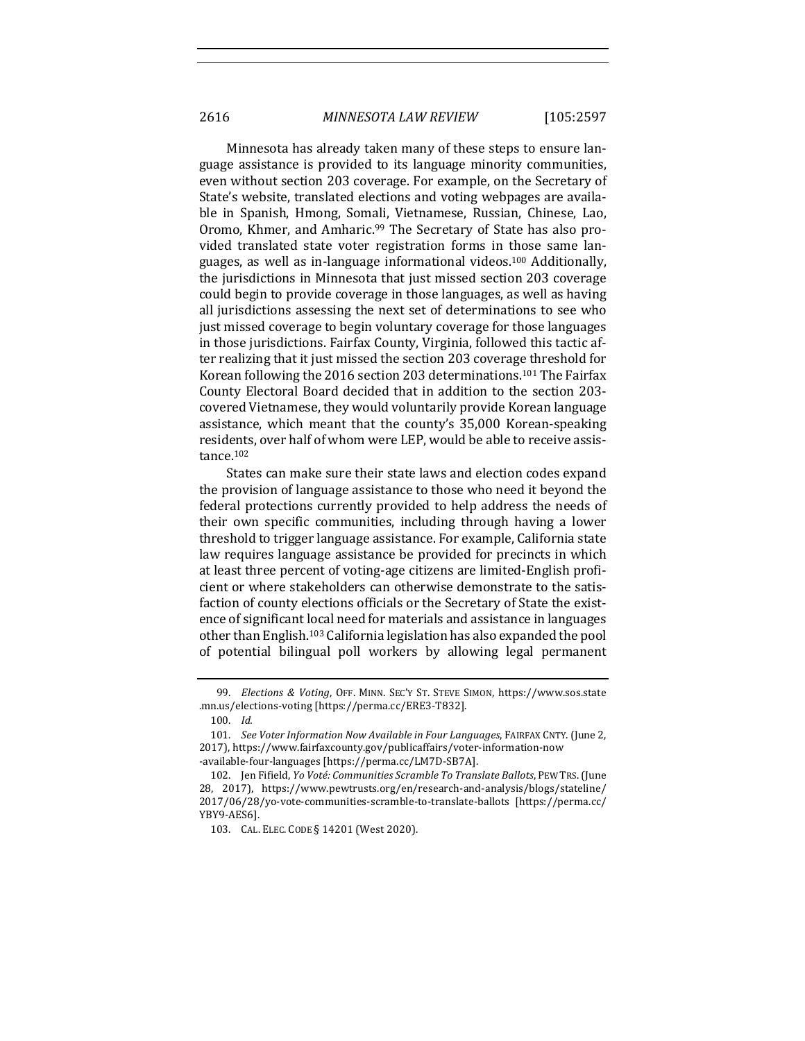Minnesota has already taken many of these steps to ensure language assistance is provided to its language minority communities, even without section 203 coverage. For example, on the Secretary of State's website, translated elections and voting webpages are available in Spanish, Hmong, Somali, Vietnamese, Russian, Chinese, Lao, Oromo, Khmer, and Amharic.[99] The Secretary of State has also provided translated state voter registration forms in those same languages, as well as in-language informational videos.[100] Additionally, the jurisdictions in Minnesota that just missed section 203 coverage could begin to provide coverage in those languages, as well as having all jurisdictions assessing the next set of determinations to see who just missed coverage to begin voluntary coverage for those languages in those jurisdictions. Fairfax County, Virginia, followed this tactic after realizing that it just missed the section 203 coverage threshold for Korean following the 2016 section 203 determinations.[101] The Fairfax County Electoral Board decided that in addition to the section 203-covered Vietnamese, they would voluntarily provide Korean language assistance, which meant that the county's 35,000 Korean-speaking residents, over half of whom were LEP, would be able to receive assistance.[102]

States can make sure their state laws and election codes expand the provision of language assistance to those who need it beyond the federal protections currently provided to help address the needs of their own specific communities, including through having a lower threshold to trigger language assistance. For example, California state law requires language assistance be provided for precincts in which at least three percent of voting-age citizens are limited-English proficient or where stakeholders can otherwise demonstrate to the satisfaction of county elections officials or the Secretary of State the existence of significant local need for materials and assistance in languages other than English.[103] California legislation has also expanded the pool of potential bilingual poll workers by allowing legal permanent

---

99. *Elections & Voting*, OFF. MINN. SEC'Y ST. STEVE SIMON, https://www.sos.state.mn.us/elections-voting [https://perma.cc/ERE3-T832].

100. *Id.*

101. *See Voter Information Now Available in Four Languages*, FAIRFAX CNTY. (June 2, 2017), https://www.fairfaxcounty.gov/publicaffairs/voter-information-now-available-four-languages [https://perma.cc/LM7D-SB7A].

102. Jen Fifield, *Yo Voté: Communities Scramble To Translate Ballots*, PEW TRS. (June 28, 2017), https://www.pewtrusts.org/en/research-and-analysis/blogs/stateline/2017/06/28/yo-vote-communities-scramble-to-translate-ballots [https://perma.cc/YBY9-AES6].

103. CAL. ELEC. CODE § 14201 (West 2020).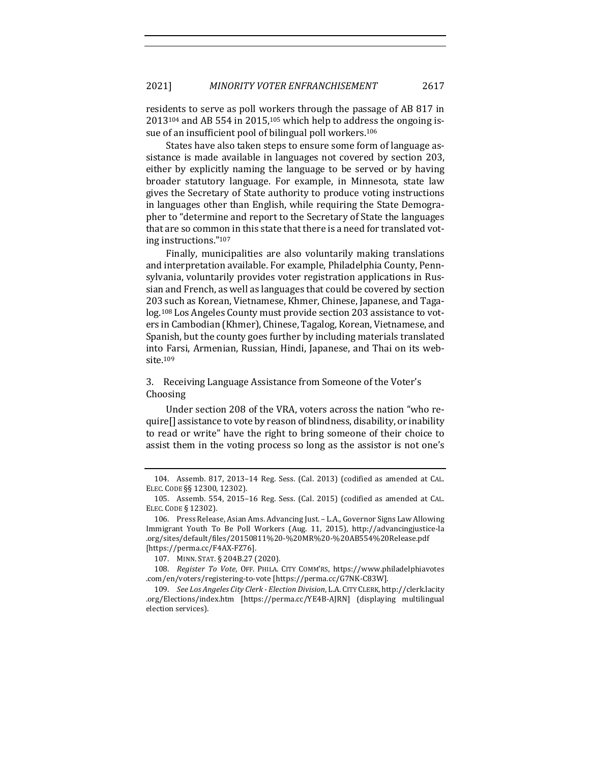residents to serve as poll workers through the passage of AB 817 in 2013[104] and AB 554 in 2015,[105] which help to address the ongoing issue of an insufficient pool of bilingual poll workers.[106]

States have also taken steps to ensure some form of language assistance is made available in languages not covered by section 203, either by explicitly naming the language to be served or by having broader statutory language. For example, in Minnesota, state law gives the Secretary of State authority to produce voting instructions in languages other than English, while requiring the State Demographer to "determine and report to the Secretary of State the languages that are so common in this state that there is a need for translated voting instructions."[107]

Finally, municipalities are also voluntarily making translations and interpretation available. For example, Philadelphia County, Pennsylvania, voluntarily provides voter registration applications in Russian and French, as well as languages that could be covered by section 203 such as Korean, Vietnamese, Khmer, Chinese, Japanese, and Tagalog.[108] Los Angeles County must provide section 203 assistance to voters in Cambodian (Khmer), Chinese, Tagalog, Korean, Vietnamese, and Spanish, but the county goes further by including materials translated into Farsi, Armenian, Russian, Hindi, Japanese, and Thai on its website.[109]

### 3. Receiving Language Assistance from Someone of the Voter's Choosing

Under section 208 of the VRA, voters across the nation "who require[] assistance to vote by reason of blindness, disability, or inability to read or write" have the right to bring someone of their choice to assist them in the voting process so long as the assistor is not one's

---

104. Assemb. 817, 2013–14 Reg. Sess. (Cal. 2013) (codified as amended at CAL. ELEC. CODE §§ 12300, 12302).

105. Assemb. 554, 2015–16 Reg. Sess. (Cal. 2015) (codified as amended at CAL. ELEC. CODE § 12302).

106. Press Release, Asian Ams. Advancing Just. – L.A., Governor Signs Law Allowing Immigrant Youth To Be Poll Workers (Aug. 11, 2015), http://advancingjustice-la.org/sites/default/files/20150811%20-%20MR%20-%20AB554%20Release.pdf [https://perma.cc/F4AX-FZ76].

107. MINN. STAT. § 204B.27 (2020).

108. *Register To Vote*, OFF. PHILA. CITY COMM'RS, https://www.philadelphiavotes.com/en/voters/registering-to-vote [https://perma.cc/G7NK-C83W].

109. *See Los Angeles City Clerk - Election Division*, L.A. CITY CLERK, http://clerk.lacity.org/Elections/index.htm [https://perma.cc/YE4B-AJRN] (displaying multilingual election services).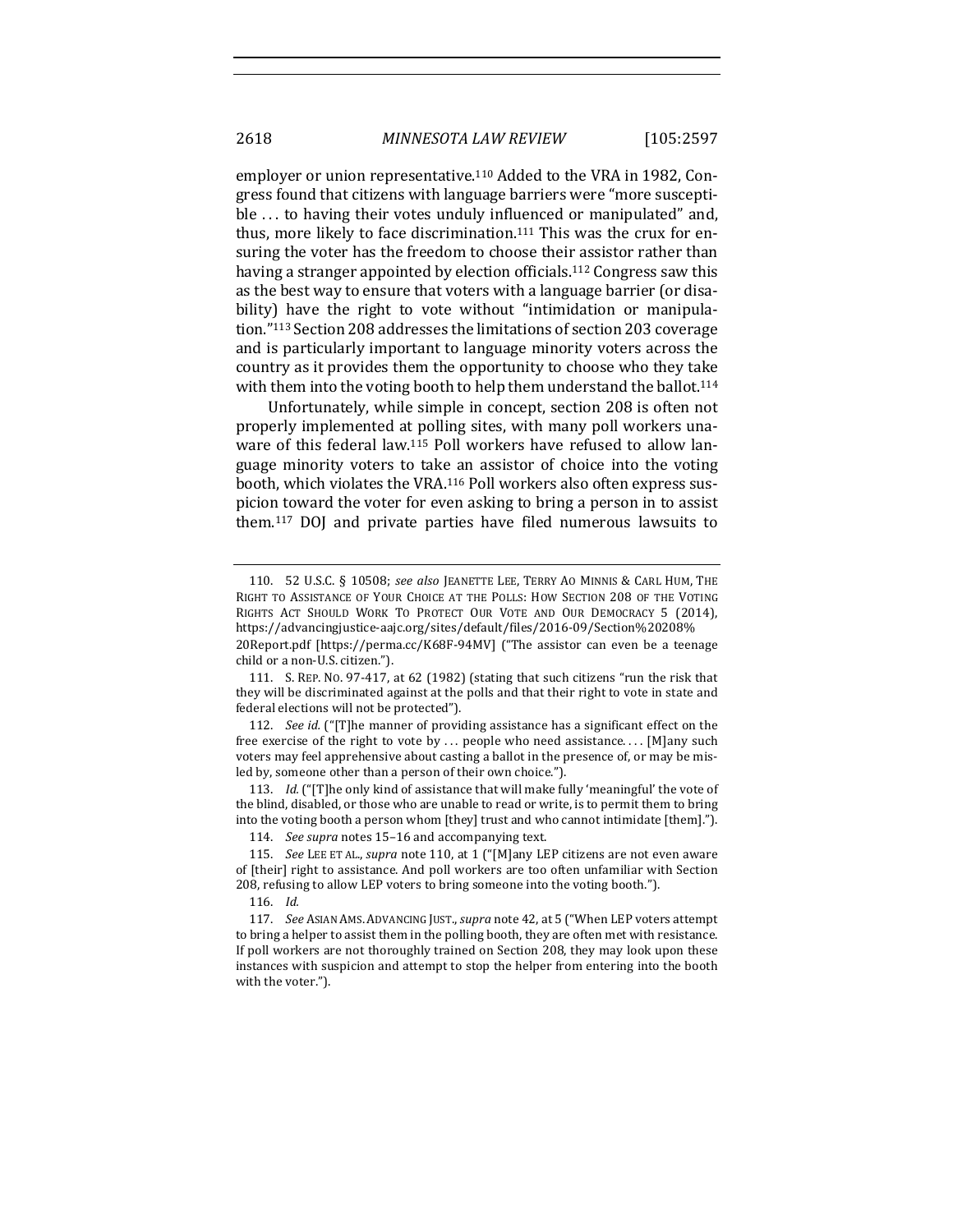employer or union representative.[110] Added to the VRA in 1982, Congress found that citizens with language barriers were "more susceptible . . . to having their votes unduly influenced or manipulated" and, thus, more likely to face discrimination.[111] This was the crux for ensuring the voter has the freedom to choose their assistor rather than having a stranger appointed by election officials.[112] Congress saw this as the best way to ensure that voters with a language barrier (or disability) have the right to vote without "intimidation or manipulation."[113] Section 208 addresses the limitations of section 203 coverage and is particularly important to language minority voters across the country as it provides them the opportunity to choose who they take with them into the voting booth to help them understand the ballot.[114]

Unfortunately, while simple in concept, section 208 is often not properly implemented at polling sites, with many poll workers unaware of this federal law.[115] Poll workers have refused to allow language minority voters to take an assistor of choice into the voting booth, which violates the VRA.[116] Poll workers also often express suspicion toward the voter for even asking to bring a person in to assist them.[117] DOJ and private parties have filed numerous lawsuits to

---

110. 52 U.S.C. § 10508; *see also* JEANETTE LEE, TERRY AO MINNIS & CARL HUM, THE RIGHT TO ASSISTANCE OF YOUR CHOICE AT THE POLLS: HOW SECTION 208 OF THE VOTING RIGHTS ACT SHOULD WORK TO PROTECT OUR VOTE AND OUR DEMOCRACY 5 (2014), https://advancingjustice-aajc.org/sites/default/files/2016-09/Section%20208%20Report.pdf [https://perma.cc/K68F-94MV] ("The assistor can even be a teenage child or a non-U.S. citizen.").

111. S. REP. NO. 97-417, at 62 (1982) (stating that such citizens "run the risk that they will be discriminated against at the polls and that their right to vote in state and federal elections will not be protected").

112. *See id.* ("[T]he manner of providing assistance has a significant effect on the free exercise of the right to vote by . . . people who need assistance. . . . [M]any such voters may feel apprehensive about casting a ballot in the presence of, or may be misled by, someone other than a person of their own choice.").

113. *Id.* ("[T]he only kind of assistance that will make fully 'meaningful' the vote of the blind, disabled, or those who are unable to read or write, is to permit them to bring into the voting booth a person whom [they] trust and who cannot intimidate [them].").

114. *See supra* notes 15–16 and accompanying text.

115. *See* LEE ET AL., *supra* note 110, at 1 ("[M]any LEP citizens are not even aware of [their] right to assistance. And poll workers are too often unfamiliar with Section 208, refusing to allow LEP voters to bring someone into the voting booth.").

116. *Id.*

117. *See* ASIAN AMS. ADVANCING JUST., *supra* note 42, at 5 ("When LEP voters attempt to bring a helper to assist them in the polling booth, they are often met with resistance. If poll workers are not thoroughly trained on Section 208, they may look upon these instances with suspicion and attempt to stop the helper from entering into the booth with the voter.").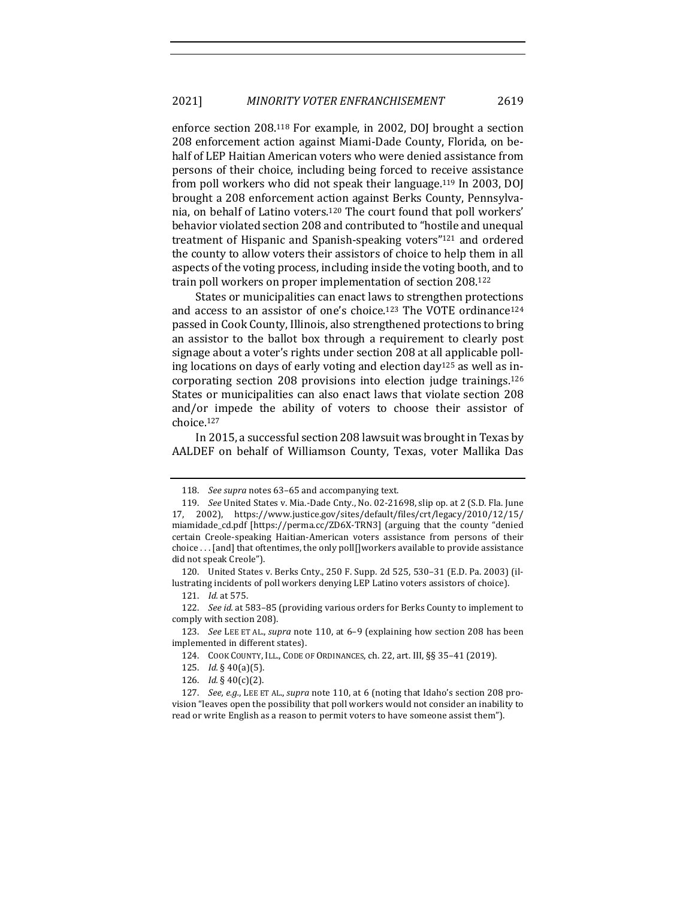enforce section 208.[118] For example, in 2002, DOJ brought a section 208 enforcement action against Miami-Dade County, Florida, on behalf of LEP Haitian American voters who were denied assistance from persons of their choice, including being forced to receive assistance from poll workers who did not speak their language.[119] In 2003, DOJ brought a 208 enforcement action against Berks County, Pennsylvania, on behalf of Latino voters.[120] The court found that poll workers' behavior violated section 208 and contributed to "hostile and unequal treatment of Hispanic and Spanish-speaking voters"[121] and ordered the county to allow voters their assistors of choice to help them in all aspects of the voting process, including inside the voting booth, and to train poll workers on proper implementation of section 208.[122]

States or municipalities can enact laws to strengthen protections and access to an assistor of one's choice.[123] The VOTE ordinance[124] passed in Cook County, Illinois, also strengthened protections to bring an assistor to the ballot box through a requirement to clearly post signage about a voter's rights under section 208 at all applicable polling locations on days of early voting and election day[125] as well as incorporating section 208 provisions into election judge trainings.[126] States or municipalities can also enact laws that violate section 208 and/or impede the ability of voters to choose their assistor of choice.[127]

In 2015, a successful section 208 lawsuit was brought in Texas by AALDEF on behalf of Williamson County, Texas, voter Mallika Das

---

118. *See supra* notes 63–65 and accompanying text.

119. *See* United States v. Mia.-Dade Cnty., No. 02-21698, slip op. at 2 (S.D. Fla. June 17, 2002), https://www.justice.gov/sites/default/files/crt/legacy/2010/12/15/miamidade_cd.pdf [https://perma.cc/ZD6X-TRN3] (arguing that the county "denied certain Creole-speaking Haitian-American voters assistance from persons of their choice . . . [and] that oftentimes, the only poll[]workers available to provide assistance did not speak Creole").

120. United States v. Berks Cnty., 250 F. Supp. 2d 525, 530–31 (E.D. Pa. 2003) (illustrating incidents of poll workers denying LEP Latino voters assistors of choice).

121. *Id.* at 575.

122. *See id.* at 583–85 (providing various orders for Berks County to implement to comply with section 208).

123. *See* LEE ET AL., *supra* note 110, at 6–9 (explaining how section 208 has been implemented in different states).

124. COOK COUNTY, ILL., CODE OF ORDINANCES, ch. 22, art. III, §§ 35–41 (2019).

125. *Id.* § 40(a)(5).

126. *Id.* § 40(c)(2).

127. *See, e.g.*, LEE ET AL., *supra* note 110, at 6 (noting that Idaho's section 208 provision "leaves open the possibility that poll workers would not consider an inability to read or write English as a reason to permit voters to have someone assist them").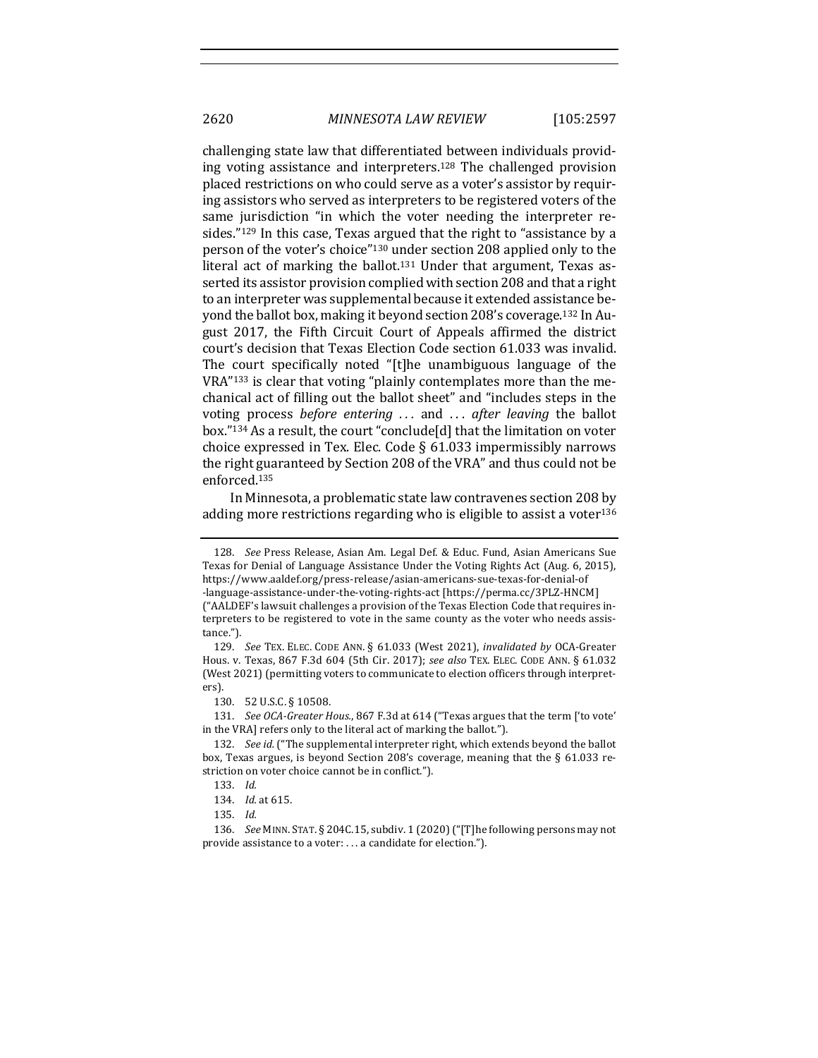challenging state law that differentiated between individuals providing voting assistance and interpreters.[128] The challenged provision placed restrictions on who could serve as a voter's assistor by requiring assistors who served as interpreters to be registered voters of the same jurisdiction "in which the voter needing the interpreter resides."[129] In this case, Texas argued that the right to "assistance by a person of the voter's choice"[130] under section 208 applied only to the literal act of marking the ballot.[131] Under that argument, Texas asserted its assistor provision complied with section 208 and that a right to an interpreter was supplemental because it extended assistance beyond the ballot box, making it beyond section 208's coverage.[132] In August 2017, the Fifth Circuit Court of Appeals affirmed the district court's decision that Texas Election Code section 61.033 was invalid. The court specifically noted "[t]he unambiguous language of the VRA"[133] is clear that voting "plainly contemplates more than the mechanical act of filling out the ballot sheet" and "includes steps in the voting process *before entering* . . . and . . . *after leaving* the ballot box."[134] As a result, the court "conclude[d] that the limitation on voter choice expressed in Tex. Elec. Code § 61.033 impermissibly narrows the right guaranteed by Section 208 of the VRA" and thus could not be enforced.[135]

In Minnesota, a problematic state law contravenes section 208 by adding more restrictions regarding who is eligible to assist a voter[136]

---

128. *See* Press Release, Asian Am. Legal Def. & Educ. Fund, Asian Americans Sue Texas for Denial of Language Assistance Under the Voting Rights Act (Aug. 6, 2015), https://www.aaldef.org/press-release/asian-americans-sue-texas-for-denial-of-language-assistance-under-the-voting-rights-act [https://perma.cc/3PLZ-HNCM] ("AALDEF's lawsuit challenges a provision of the Texas Election Code that requires interpreters to be registered to vote in the same county as the voter who needs assistance.").

129. *See* TEX. ELEC. CODE ANN. § 61.033 (West 2021), *invalidated by* OCA-Greater Hous. v. Texas, 867 F.3d 604 (5th Cir. 2017); *see also* TEX. ELEC. CODE ANN. § 61.032 (West 2021) (permitting voters to communicate to election officers through interpreters).

130. 52 U.S.C. § 10508.

131. *See OCA-Greater Hous.*, 867 F.3d at 614 ("Texas argues that the term ['to vote' in the VRA] refers only to the literal act of marking the ballot.").

132. *See id.* ("The supplemental interpreter right, which extends beyond the ballot box, Texas argues, is beyond Section 208's coverage, meaning that the § 61.033 restriction on voter choice cannot be in conflict.").

133. *Id.*

134. *Id.* at 615.

135. *Id.*

136. *See* MINN. STAT. § 204C.15, subdiv. 1 (2020) ("[T]he following persons may not provide assistance to a voter: . . . a candidate for election.").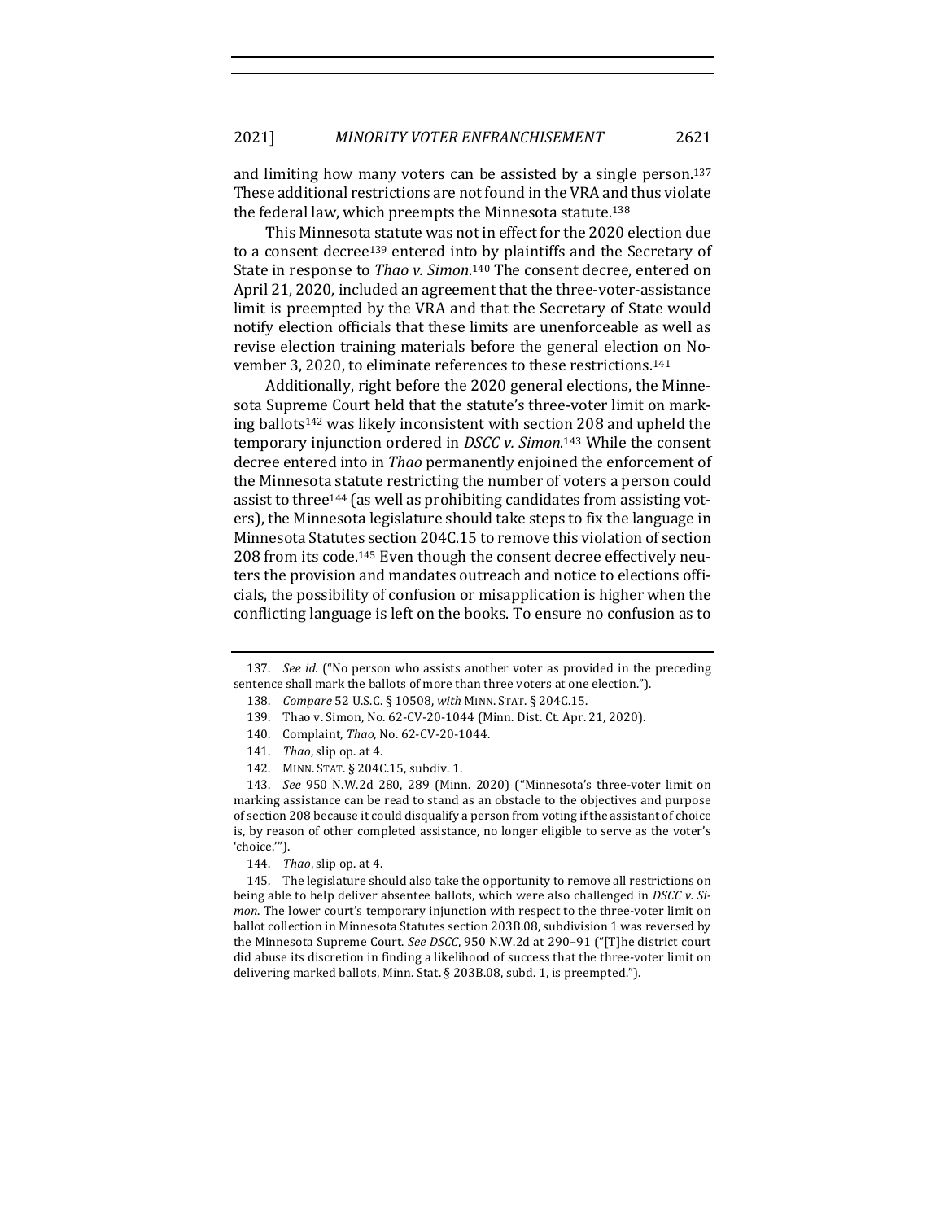and limiting how many voters can be assisted by a single person.[137] These additional restrictions are not found in the VRA and thus violate the federal law, which preempts the Minnesota statute.[138]

This Minnesota statute was not in effect for the 2020 election due to a consent decree[139] entered into by plaintiffs and the Secretary of State in response to *Thao v. Simon*.[140] The consent decree, entered on April 21, 2020, included an agreement that the three-voter-assistance limit is preempted by the VRA and that the Secretary of State would notify election officials that these limits are unenforceable as well as revise election training materials before the general election on November 3, 2020, to eliminate references to these restrictions.[141]

Additionally, right before the 2020 general elections, the Minnesota Supreme Court held that the statute's three-voter limit on marking ballots[142] was likely inconsistent with section 208 and upheld the temporary injunction ordered in *DSCC v. Simon*.[143] While the consent decree entered into in *Thao* permanently enjoined the enforcement of the Minnesota statute restricting the number of voters a person could assist to three[144] (as well as prohibiting candidates from assisting voters), the Minnesota legislature should take steps to fix the language in Minnesota Statutes section 204C.15 to remove this violation of section 208 from its code.[145] Even though the consent decree effectively neuters the provision and mandates outreach and notice to elections officials, the possibility of confusion or misapplication is higher when the conflicting language is left on the books. To ensure no confusion as to

---

137. *See id.* ("No person who assists another voter as provided in the preceding sentence shall mark the ballots of more than three voters at one election.").

138. *Compare* 52 U.S.C. § 10508, *with* MINN. STAT. § 204C.15.

139. Thao v. Simon, No. 62-CV-20-1044 (Minn. Dist. Ct. Apr. 21, 2020).

140. Complaint, *Thao*, No. 62-CV-20-1044.

141. *Thao*, slip op. at 4.

142. MINN. STAT. § 204C.15, subdiv. 1.

143. *See* 950 N.W.2d 280, 289 (Minn. 2020) ("Minnesota's three-voter limit on marking assistance can be read to stand as an obstacle to the objectives and purpose of section 208 because it could disqualify a person from voting if the assistant of choice is, by reason of other completed assistance, no longer eligible to serve as the voter's 'choice.'").

144. *Thao*, slip op. at 4.

145. The legislature should also take the opportunity to remove all restrictions on being able to help deliver absentee ballots, which were also challenged in *DSCC v. Simon*. The lower court's temporary injunction with respect to the three-voter limit on ballot collection in Minnesota Statutes section 203B.08, subdivision 1 was reversed by the Minnesota Supreme Court. *See DSCC*, 950 N.W.2d at 290–91 ("[T]he district court did abuse its discretion in finding a likelihood of success that the three-voter limit on delivering marked ballots, Minn. Stat. § 203B.08, subd. 1, is preempted.").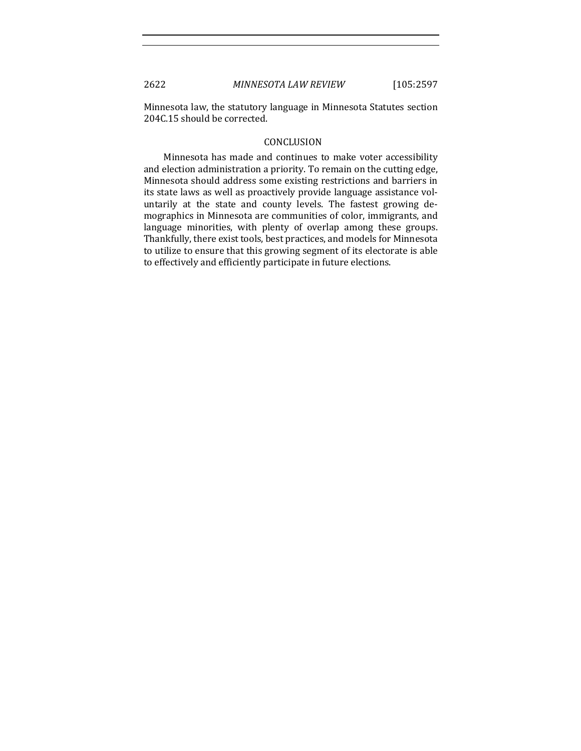Minnesota law, the statutory language in Minnesota Statutes section 204C.15 should be corrected.

## CONCLUSION

Minnesota has made and continues to make voter accessibility and election administration a priority. To remain on the cutting edge, Minnesota should address some existing restrictions and barriers in its state laws as well as proactively provide language assistance voluntarily at the state and county levels. The fastest growing demographics in Minnesota are communities of color, immigrants, and language minorities, with plenty of overlap among these groups. Thankfully, there exist tools, best practices, and models for Minnesota to utilize to ensure that this growing segment of its electorate is able to effectively and efficiently participate in future elections.